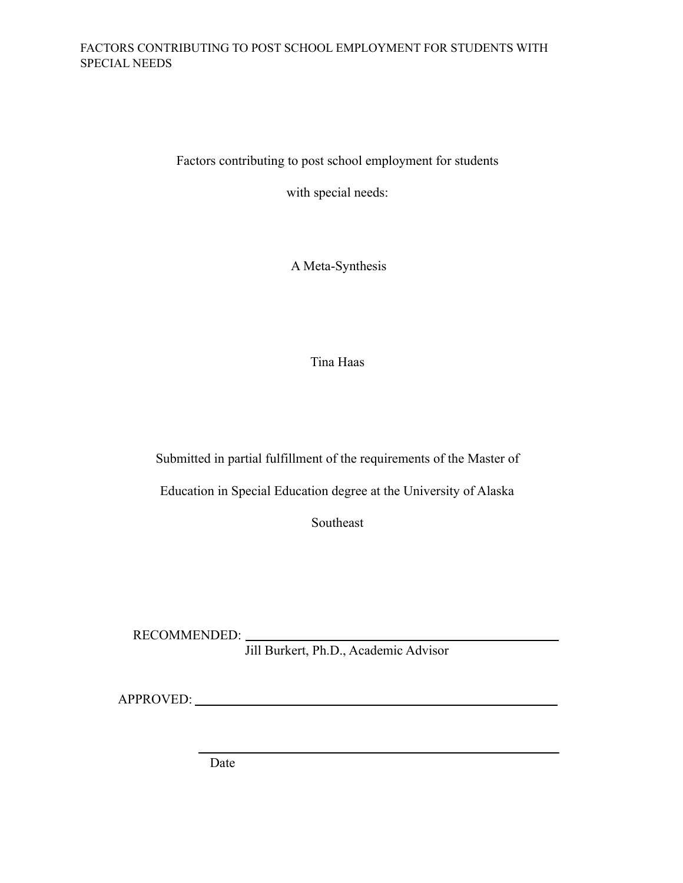# Factors contributing to post school employment for students with special needs:

## A Meta-Synthesis

Tina Haas

Submitted in partial fulfillment of the requirements of the Master of Education in Special Education degree at the University of Alaska Southeast

RECOMMENDED: ______________________________
Jill Burkert, Ph.D., Academic Advisor

APPROVED: ______________________________

______________________________
Date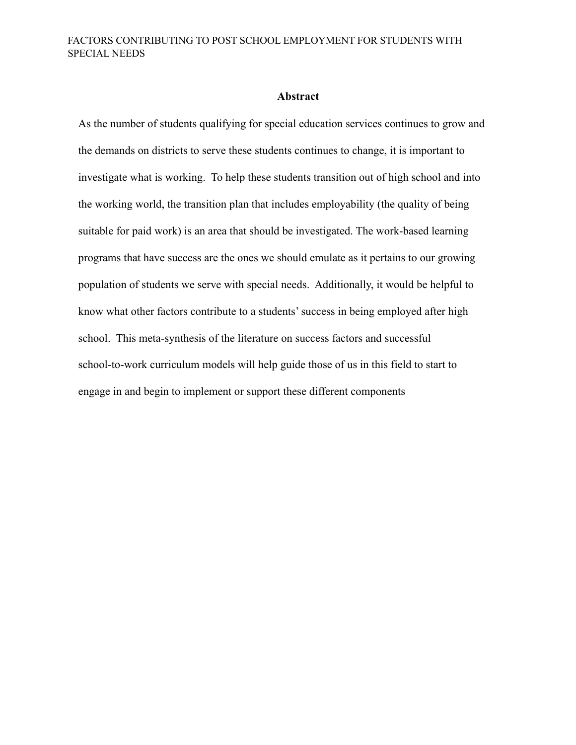## Abstract

As the number of students qualifying for special education services continues to grow and the demands on districts to serve these students continues to change, it is important to investigate what is working. To help these students transition out of high school and into the working world, the transition plan that includes employability (the quality of being suitable for paid work) is an area that should be investigated. The work-based learning programs that have success are the ones we should emulate as it pertains to our growing population of students we serve with special needs. Additionally, it would be helpful to know what other factors contribute to a students' success in being employed after high school. This meta-synthesis of the literature on success factors and successful school-to-work curriculum models will help guide those of us in this field to start to engage in and begin to implement or support these different components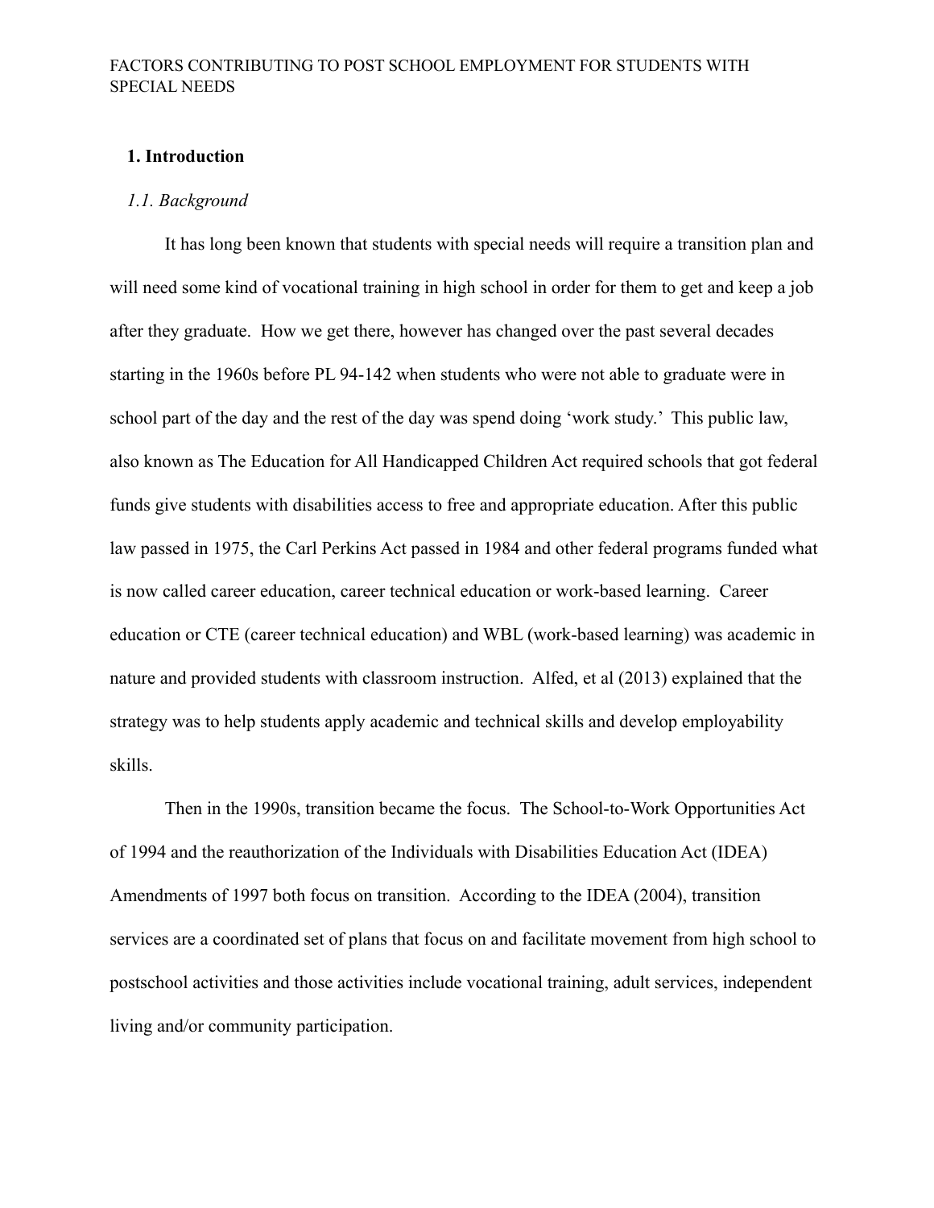## 1. Introduction

### *1.1. Background*

It has long been known that students with special needs will require a transition plan and will need some kind of vocational training in high school in order for them to get and keep a job after they graduate. How we get there, however has changed over the past several decades starting in the 1960s before PL 94-142 when students who were not able to graduate were in school part of the day and the rest of the day was spend doing 'work study.' This public law, also known as The Education for All Handicapped Children Act required schools that got federal funds give students with disabilities access to free and appropriate education. After this public law passed in 1975, the Carl Perkins Act passed in 1984 and other federal programs funded what is now called career education, career technical education or work-based learning. Career education or CTE (career technical education) and WBL (work-based learning) was academic in nature and provided students with classroom instruction. Alfed, et al (2013) explained that the strategy was to help students apply academic and technical skills and develop employability skills.

Then in the 1990s, transition became the focus. The School-to-Work Opportunities Act of 1994 and the reauthorization of the Individuals with Disabilities Education Act (IDEA) Amendments of 1997 both focus on transition. According to the IDEA (2004), transition services are a coordinated set of plans that focus on and facilitate movement from high school to postschool activities and those activities include vocational training, adult services, independent living and/or community participation.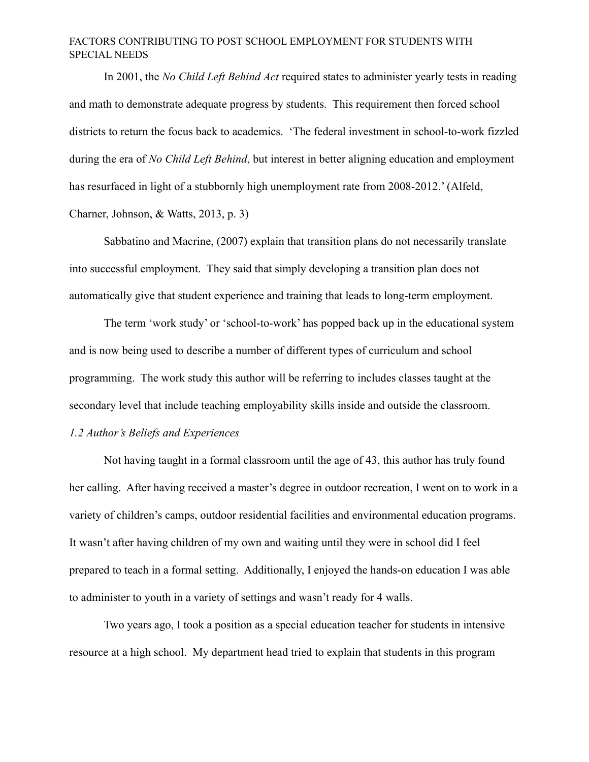In 2001, the *No Child Left Behind Act* required states to administer yearly tests in reading and math to demonstrate adequate progress by students. This requirement then forced school districts to return the focus back to academics. 'The federal investment in school-to-work fizzled during the era of *No Child Left Behind*, but interest in better aligning education and employment has resurfaced in light of a stubbornly high unemployment rate from 2008-2012.' (Alfeld, Charner, Johnson, & Watts, 2013, p. 3)

Sabbatino and Macrine, (2007) explain that transition plans do not necessarily translate into successful employment. They said that simply developing a transition plan does not automatically give that student experience and training that leads to long-term employment.

The term 'work study' or 'school-to-work' has popped back up in the educational system and is now being used to describe a number of different types of curriculum and school programming. The work study this author will be referring to includes classes taught at the secondary level that include teaching employability skills inside and outside the classroom.

### *1.2 Author's Beliefs and Experiences*

Not having taught in a formal classroom until the age of 43, this author has truly found her calling. After having received a master's degree in outdoor recreation, I went on to work in a variety of children's camps, outdoor residential facilities and environmental education programs. It wasn't after having children of my own and waiting until they were in school did I feel prepared to teach in a formal setting. Additionally, I enjoyed the hands-on education I was able to administer to youth in a variety of settings and wasn't ready for 4 walls.

Two years ago, I took a position as a special education teacher for students in intensive resource at a high school. My department head tried to explain that students in this program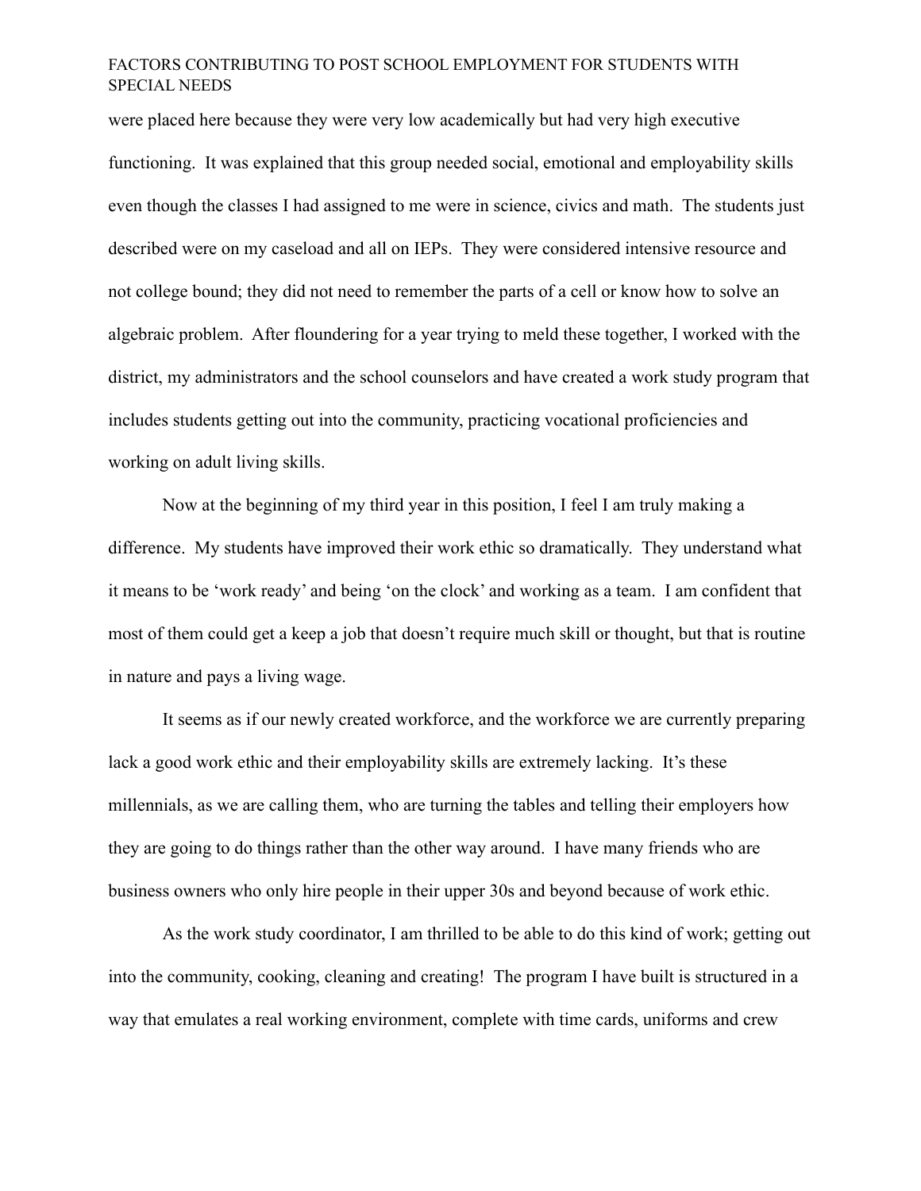were placed here because they were very low academically but had very high executive functioning. It was explained that this group needed social, emotional and employability skills even though the classes I had assigned to me were in science, civics and math. The students just described were on my caseload and all on IEPs. They were considered intensive resource and not college bound; they did not need to remember the parts of a cell or know how to solve an algebraic problem. After floundering for a year trying to meld these together, I worked with the district, my administrators and the school counselors and have created a work study program that includes students getting out into the community, practicing vocational proficiencies and working on adult living skills.

Now at the beginning of my third year in this position, I feel I am truly making a difference. My students have improved their work ethic so dramatically. They understand what it means to be 'work ready' and being 'on the clock' and working as a team. I am confident that most of them could get a keep a job that doesn't require much skill or thought, but that is routine in nature and pays a living wage.

It seems as if our newly created workforce, and the workforce we are currently preparing lack a good work ethic and their employability skills are extremely lacking. It's these millennials, as we are calling them, who are turning the tables and telling their employers how they are going to do things rather than the other way around. I have many friends who are business owners who only hire people in their upper 30s and beyond because of work ethic.

As the work study coordinator, I am thrilled to be able to do this kind of work; getting out into the community, cooking, cleaning and creating! The program I have built is structured in a way that emulates a real working environment, complete with time cards, uniforms and crew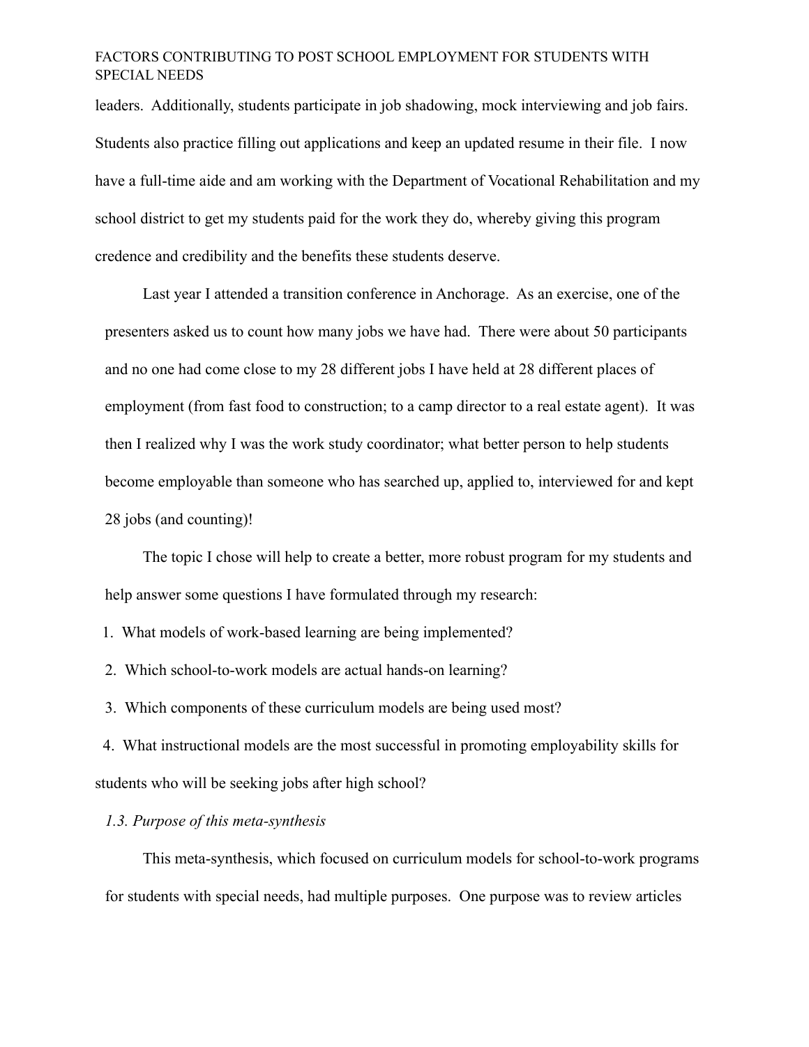leaders. Additionally, students participate in job shadowing, mock interviewing and job fairs. Students also practice filling out applications and keep an updated resume in their file. I now have a full-time aide and am working with the Department of Vocational Rehabilitation and my school district to get my students paid for the work they do, whereby giving this program credence and credibility and the benefits these students deserve.

Last year I attended a transition conference in Anchorage. As an exercise, one of the presenters asked us to count how many jobs we have had. There were about 50 participants and no one had come close to my 28 different jobs I have held at 28 different places of employment (from fast food to construction; to a camp director to a real estate agent). It was then I realized why I was the work study coordinator; what better person to help students become employable than someone who has searched up, applied to, interviewed for and kept 28 jobs (and counting)!

The topic I chose will help to create a better, more robust program for my students and help answer some questions I have formulated through my research:

1. What models of work-based learning are being implemented?
2. Which school-to-work models are actual hands-on learning?
3. Which components of these curriculum models are being used most?
4. What instructional models are the most successful in promoting employability skills for students who will be seeking jobs after high school?

*1.3. Purpose of this meta-synthesis*

This meta-synthesis, which focused on curriculum models for school-to-work programs for students with special needs, had multiple purposes. One purpose was to review articles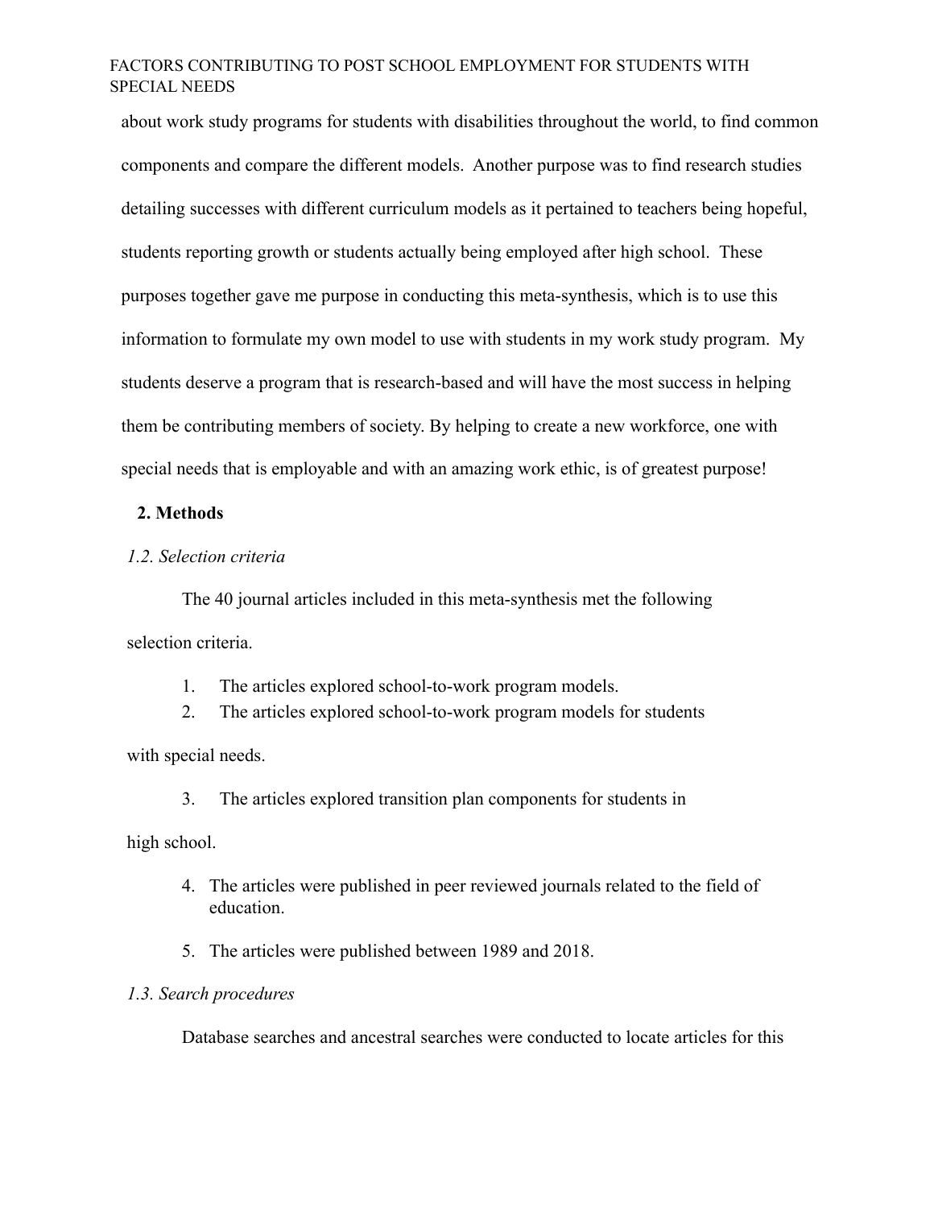about work study programs for students with disabilities throughout the world, to find common components and compare the different models. Another purpose was to find research studies detailing successes with different curriculum models as it pertained to teachers being hopeful, students reporting growth or students actually being employed after high school. These purposes together gave me purpose in conducting this meta-synthesis, which is to use this information to formulate my own model to use with students in my work study program. My students deserve a program that is research-based and will have the most success in helping them be contributing members of society. By helping to create a new workforce, one with special needs that is employable and with an amazing work ethic, is of greatest purpose!

## 2. Methods

### *1.2. Selection criteria*

The 40 journal articles included in this meta-synthesis met the following selection criteria.

1. The articles explored school-to-work program models.
2. The articles explored school-to-work program models for students with special needs.
3. The articles explored transition plan components for students in high school.
4. The articles were published in peer reviewed journals related to the field of education.
5. The articles were published between 1989 and 2018.

### *1.3. Search procedures*

Database searches and ancestral searches were conducted to locate articles for this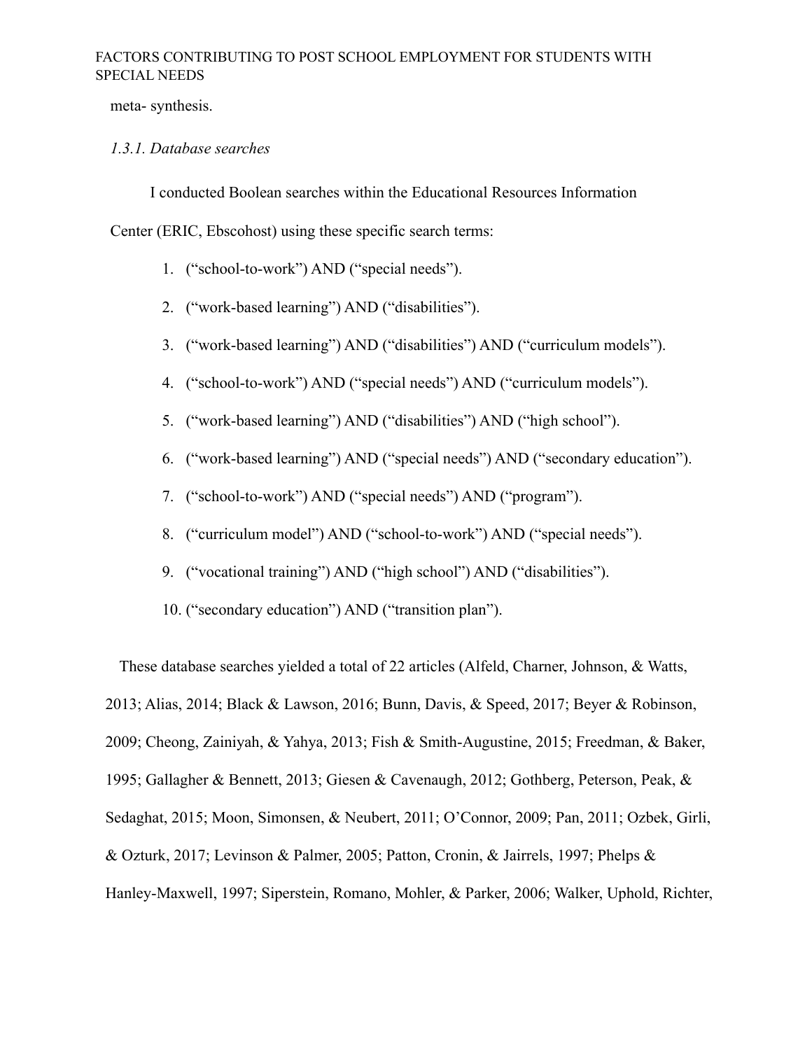meta- synthesis.

*1.3.1. Database searches*

I conducted Boolean searches within the Educational Resources Information Center (ERIC, Ebscohost) using these specific search terms:

1. (“school-to-work”) AND (“special needs”).
2. (“work-based learning”) AND (“disabilities”).
3. (“work-based learning”) AND (“disabilities”) AND (“curriculum models”).
4. (“school-to-work”) AND (“special needs”) AND (“curriculum models”).
5. (“work-based learning”) AND (“disabilities”) AND (“high school”).
6. (“work-based learning”) AND (“special needs”) AND (“secondary education”).
7. (“school-to-work”) AND (“special needs”) AND (“program”).
8. (“curriculum model”) AND (“school-to-work”) AND (“special needs”).
9. (“vocational training”) AND (“high school”) AND (“disabilities”).
10. (“secondary education”) AND (“transition plan”).

These database searches yielded a total of 22 articles (Alfeld, Charner, Johnson, & Watts, 2013; Alias, 2014; Black & Lawson, 2016; Bunn, Davis, & Speed, 2017; Beyer & Robinson, 2009; Cheong, Zainiyah, & Yahya, 2013; Fish & Smith-Augustine, 2015; Freedman, & Baker, 1995; Gallagher & Bennett, 2013; Giesen & Cavenaugh, 2012; Gothberg, Peterson, Peak, & Sedaghat, 2015; Moon, Simonsen, & Neubert, 2011; O’Connor, 2009; Pan, 2011; Ozbek, Girli, & Ozturk, 2017; Levinson & Palmer, 2005; Patton, Cronin, & Jairrels, 1997; Phelps & Hanley-Maxwell, 1997; Siperstein, Romano, Mohler, & Parker, 2006; Walker, Uphold, Richter,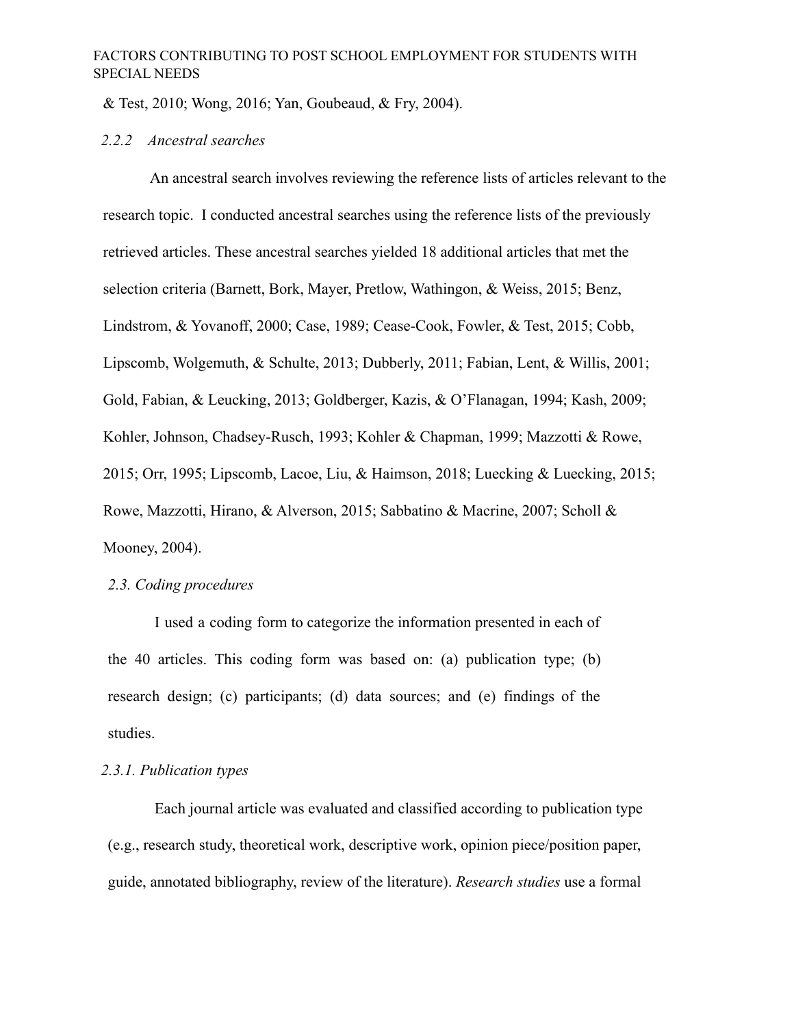& Test, 2010; Wong, 2016; Yan, Goubeaud, & Fry, 2004).

### *2.2.2 Ancestral searches*

An ancestral search involves reviewing the reference lists of articles relevant to the research topic. I conducted ancestral searches using the reference lists of the previously retrieved articles. These ancestral searches yielded 18 additional articles that met the selection criteria (Barnett, Bork, Mayer, Pretlow, Wathingon, & Weiss, 2015; Benz, Lindstrom, & Yovanoff, 2000; Case, 1989; Cease-Cook, Fowler, & Test, 2015; Cobb, Lipscomb, Wolgemuth, & Schulte, 2013; Dubberly, 2011; Fabian, Lent, & Willis, 2001; Gold, Fabian, & Leucking, 2013; Goldberger, Kazis, & O'Flanagan, 1994; Kash, 2009; Kohler, Johnson, Chadsey-Rusch, 1993; Kohler & Chapman, 1999; Mazzotti & Rowe, 2015; Orr, 1995; Lipscomb, Lacoe, Liu, & Haimson, 2018; Luecking & Luecking, 2015; Rowe, Mazzotti, Hirano, & Alverson, 2015; Sabbatino & Macrine, 2007; Scholl & Mooney, 2004).

### *2.3. Coding procedures*

I used a coding form to categorize the information presented in each of the 40 articles. This coding form was based on: (a) publication type; (b) research design; (c) participants; (d) data sources; and (e) findings of the studies.

### *2.3.1. Publication types*

Each journal article was evaluated and classified according to publication type (e.g., research study, theoretical work, descriptive work, opinion piece/position paper, guide, annotated bibliography, review of the literature). *Research studies* use a formal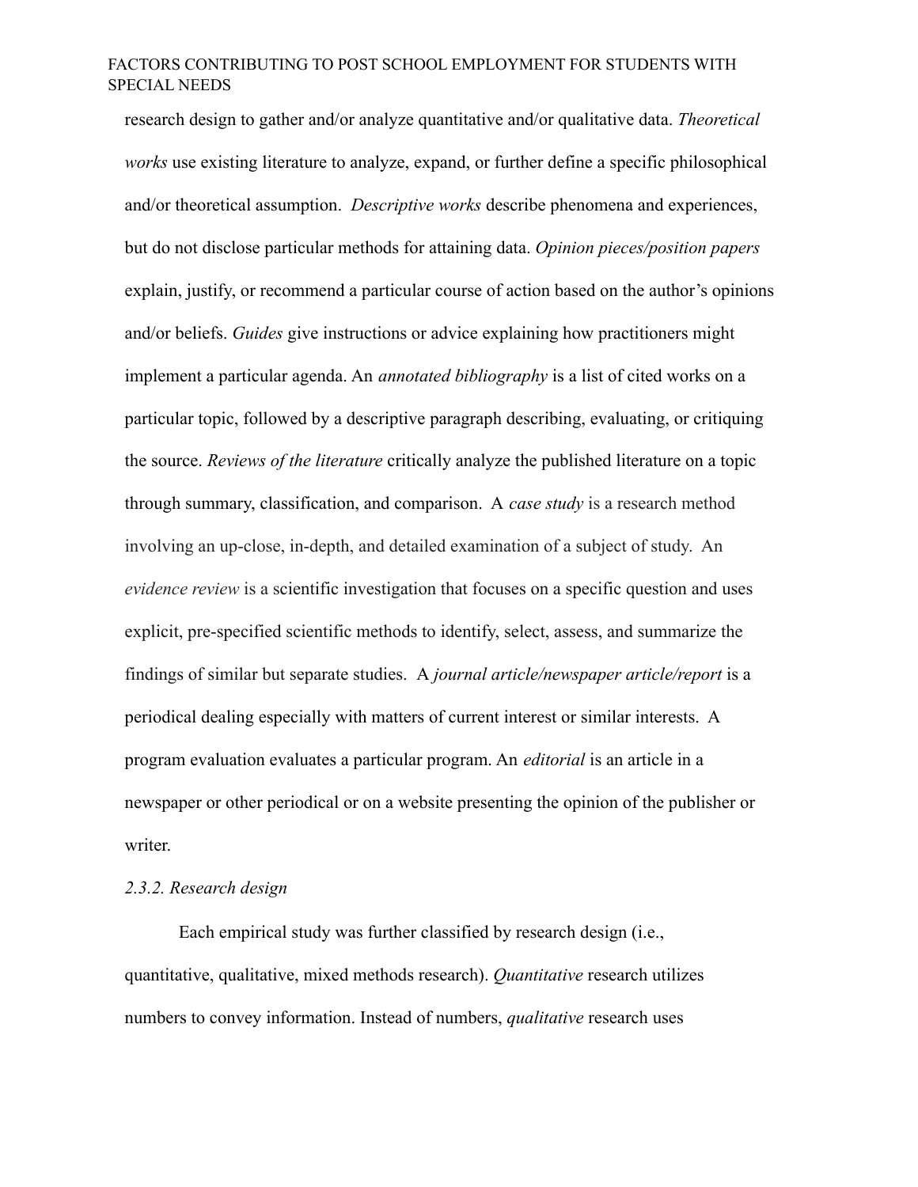research design to gather and/or analyze quantitative and/or qualitative data. *Theoretical works* use existing literature to analyze, expand, or further define a specific philosophical and/or theoretical assumption. *Descriptive works* describe phenomena and experiences, but do not disclose particular methods for attaining data. *Opinion pieces/position papers* explain, justify, or recommend a particular course of action based on the author's opinions and/or beliefs. *Guides* give instructions or advice explaining how practitioners might implement a particular agenda. An *annotated bibliography* is a list of cited works on a particular topic, followed by a descriptive paragraph describing, evaluating, or critiquing the source. *Reviews of the literature* critically analyze the published literature on a topic through summary, classification, and comparison. A *case study* is a research method involving an up-close, in-depth, and detailed examination of a subject of study. An *evidence review* is a scientific investigation that focuses on a specific question and uses explicit, pre-specified scientific methods to identify, select, assess, and summarize the findings of similar but separate studies. A *journal article/newspaper article/report* is a periodical dealing especially with matters of current interest or similar interests. A program evaluation evaluates a particular program. An *editorial* is an article in a newspaper or other periodical or on a website presenting the opinion of the publisher or writer.

### *2.3.2. Research design*

Each empirical study was further classified by research design (i.e., quantitative, qualitative, mixed methods research). *Quantitative* research utilizes numbers to convey information. Instead of numbers, *qualitative* research uses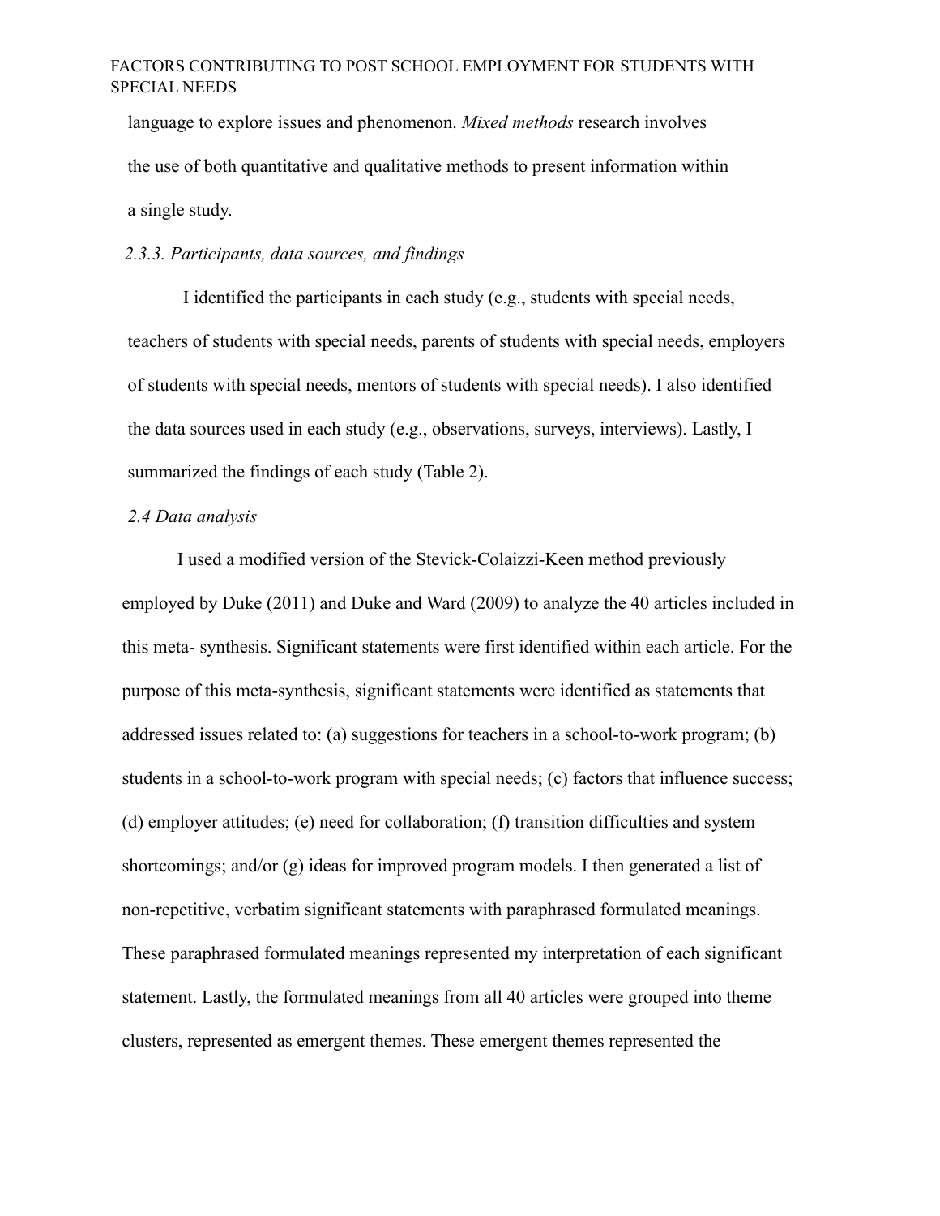language to explore issues and phenomenon. *Mixed methods* research involves the use of both quantitative and qualitative methods to present information within a single study.

### *2.3.3. Participants, data sources, and findings*

I identified the participants in each study (e.g., students with special needs, teachers of students with special needs, parents of students with special needs, employers of students with special needs, mentors of students with special needs). I also identified the data sources used in each study (e.g., observations, surveys, interviews). Lastly, I summarized the findings of each study (Table 2).

## *2.4 Data analysis*

I used a modified version of the Stevick-Colaizzi-Keen method previously employed by Duke (2011) and Duke and Ward (2009) to analyze the 40 articles included in this meta- synthesis. Significant statements were first identified within each article. For the purpose of this meta-synthesis, significant statements were identified as statements that addressed issues related to: (a) suggestions for teachers in a school-to-work program; (b) students in a school-to-work program with special needs; (c) factors that influence success; (d) employer attitudes; (e) need for collaboration; (f) transition difficulties and system shortcomings; and/or (g) ideas for improved program models. I then generated a list of non-repetitive, verbatim significant statements with paraphrased formulated meanings. These paraphrased formulated meanings represented my interpretation of each significant statement. Lastly, the formulated meanings from all 40 articles were grouped into theme clusters, represented as emergent themes. These emergent themes represented the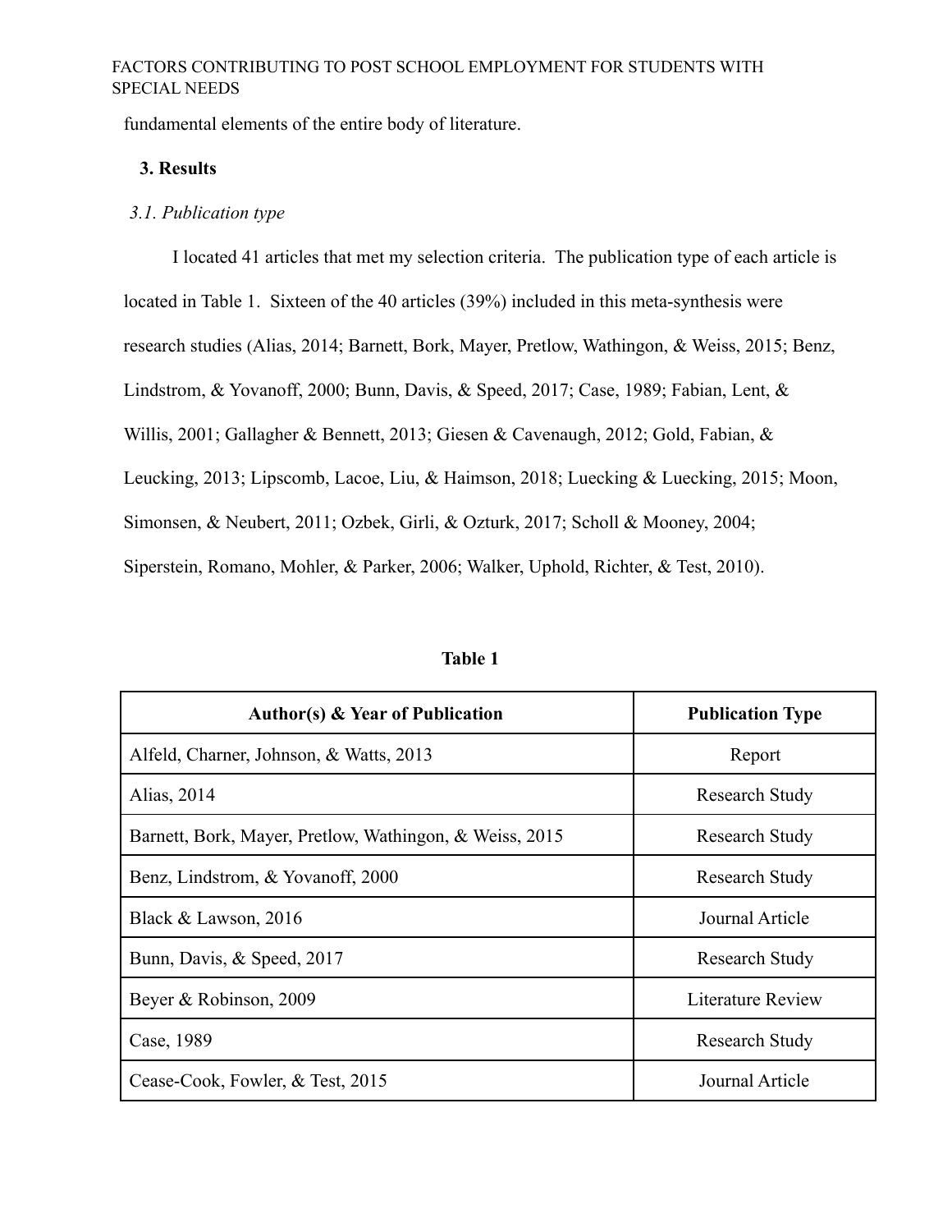fundamental elements of the entire body of literature.

## 3. Results

### *3.1. Publication type*

I located 41 articles that met my selection criteria. The publication type of each article is located in Table 1. Sixteen of the 40 articles (39%) included in this meta-synthesis were research studies (Alias, 2014; Barnett, Bork, Mayer, Pretlow, Wathingon, & Weiss, 2015; Benz, Lindstrom, & Yovanoff, 2000; Bunn, Davis, & Speed, 2017; Case, 1989; Fabian, Lent, & Willis, 2001; Gallagher & Bennett, 2013; Giesen & Cavenaugh, 2012; Gold, Fabian, & Leucking, 2013; Lipscomb, Lacoe, Liu, & Haimson, 2018; Luecking & Luecking, 2015; Moon, Simonsen, & Neubert, 2011; Ozbek, Girli, & Ozturk, 2017; Scholl & Mooney, 2004; Siperstein, Romano, Mohler, & Parker, 2006; Walker, Uphold, Richter, & Test, 2010).

**Table 1**

| Author(s) & Year of Publication | Publication Type |
|---|---|
| Alfeld, Charner, Johnson, & Watts, 2013 | Report |
| Alias, 2014 | Research Study |
| Barnett, Bork, Mayer, Pretlow, Wathingon, & Weiss, 2015 | Research Study |
| Benz, Lindstrom, & Yovanoff, 2000 | Research Study |
| Black & Lawson, 2016 | Journal Article |
| Bunn, Davis, & Speed, 2017 | Research Study |
| Beyer & Robinson, 2009 | Literature Review |
| Case, 1989 | Research Study |
| Cease-Cook, Fowler, & Test, 2015 | Journal Article |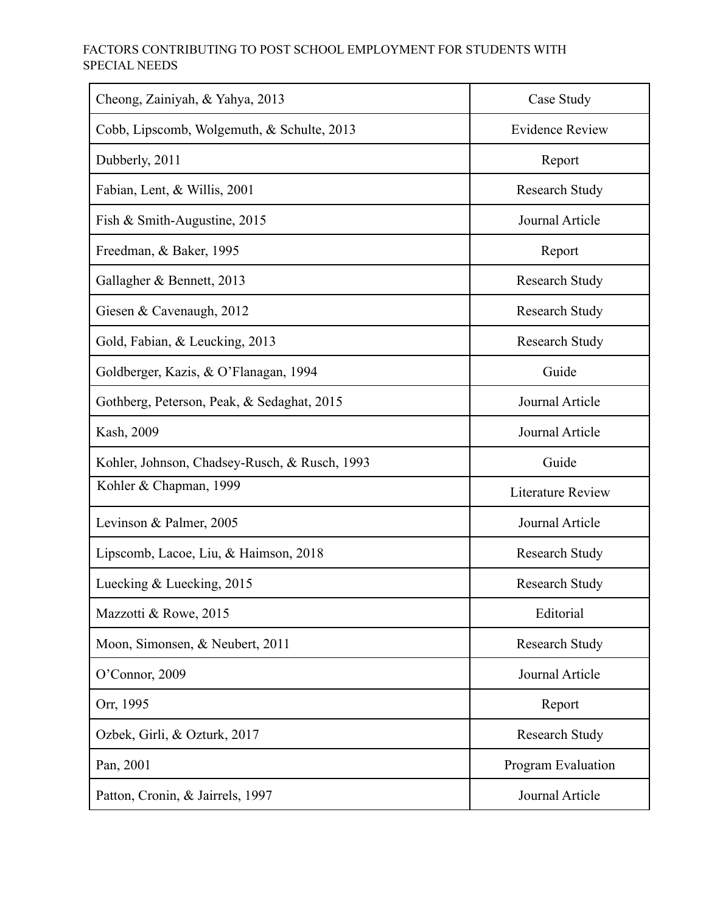| Cheong, Zainiyah, & Yahya, 2013 | Case Study |
|---|---|
| Cobb, Lipscomb, Wolgemuth, & Schulte, 2013 | Evidence Review |
| Dubberly, 2011 | Report |
| Fabian, Lent, & Willis, 2001 | Research Study |
| Fish & Smith-Augustine, 2015 | Journal Article |
| Freedman, & Baker, 1995 | Report |
| Gallagher & Bennett, 2013 | Research Study |
| Giesen & Cavenaugh, 2012 | Research Study |
| Gold, Fabian, & Leucking, 2013 | Research Study |
| Goldberger, Kazis, & O'Flanagan, 1994 | Guide |
| Gothberg, Peterson, Peak, & Sedaghat, 2015 | Journal Article |
| Kash, 2009 | Journal Article |
| Kohler, Johnson, Chadsey-Rusch, & Rusch, 1993 | Guide |
| Kohler & Chapman, 1999 | Literature Review |
| Levinson & Palmer, 2005 | Journal Article |
| Lipscomb, Lacoe, Liu, & Haimson, 2018 | Research Study |
| Luecking & Luecking, 2015 | Research Study |
| Mazzotti & Rowe, 2015 | Editorial |
| Moon, Simonsen, & Neubert, 2011 | Research Study |
| O'Connor, 2009 | Journal Article |
| Orr, 1995 | Report |
| Ozbek, Girli, & Ozturk, 2017 | Research Study |
| Pan, 2001 | Program Evaluation |
| Patton, Cronin, & Jairrels, 1997 | Journal Article |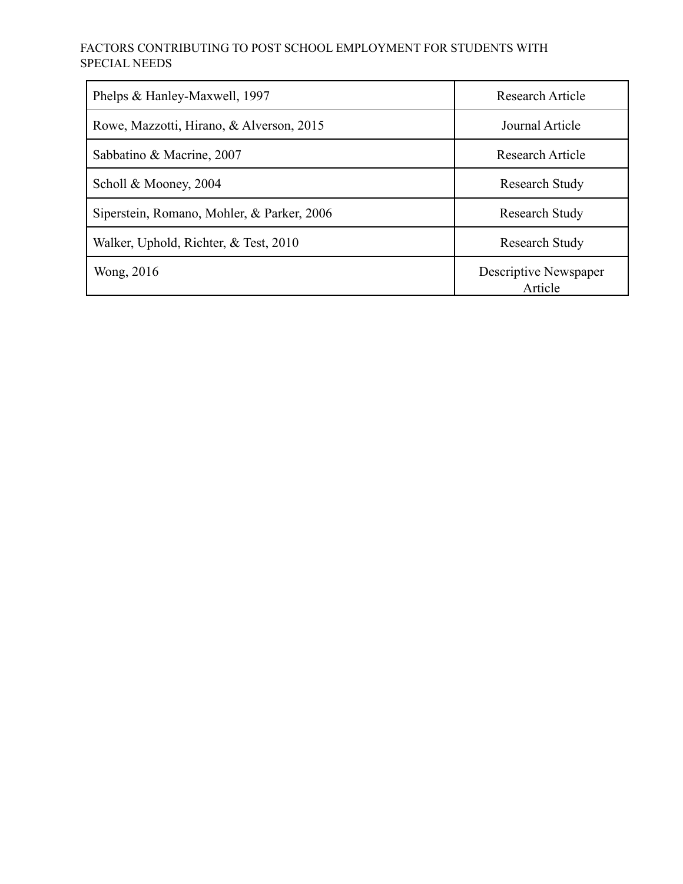| Phelps & Hanley-Maxwell, 1997 | Research Article |
| --- | --- |
| Rowe, Mazzotti, Hirano, & Alverson, 2015 | Journal Article |
| Sabbatino & Macrine, 2007 | Research Article |
| Scholl & Mooney, 2004 | Research Study |
| Siperstein, Romano, Mohler, & Parker, 2006 | Research Study |
| Walker, Uphold, Richter, & Test, 2010 | Research Study |
| Wong, 2016 | Descriptive Newspaper Article |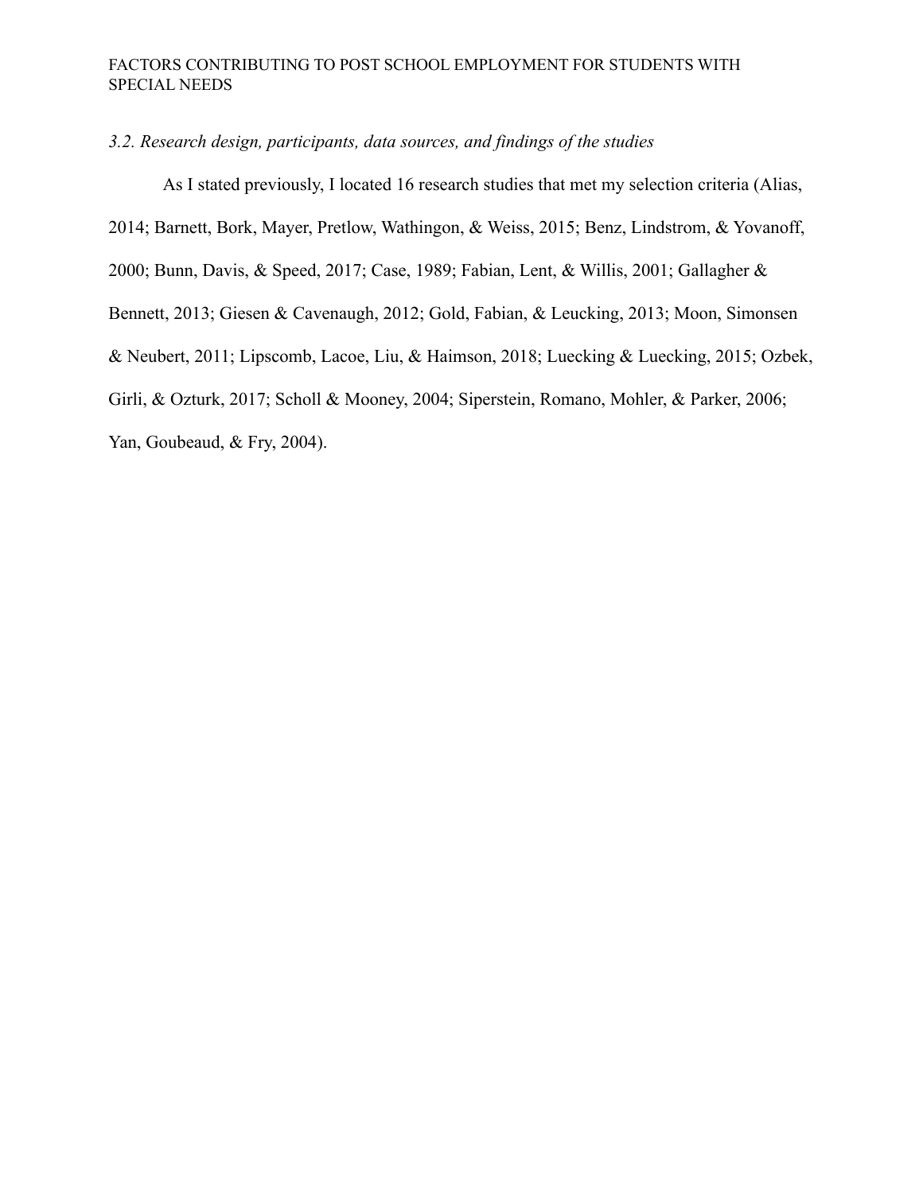### *3.2. Research design, participants, data sources, and findings of the studies*

As I stated previously, I located 16 research studies that met my selection criteria (Alias, 2014; Barnett, Bork, Mayer, Pretlow, Wathingon, & Weiss, 2015; Benz, Lindstrom, & Yovanoff, 2000; Bunn, Davis, & Speed, 2017; Case, 1989; Fabian, Lent, & Willis, 2001; Gallagher & Bennett, 2013; Giesen & Cavenaugh, 2012; Gold, Fabian, & Leucking, 2013; Moon, Simonsen & Neubert, 2011; Lipscomb, Lacoe, Liu, & Haimson, 2018; Luecking & Luecking, 2015; Ozbek, Girli, & Ozturk, 2017; Scholl & Mooney, 2004; Siperstein, Romano, Mohler, & Parker, 2006; Yan, Goubeaud, & Fry, 2004).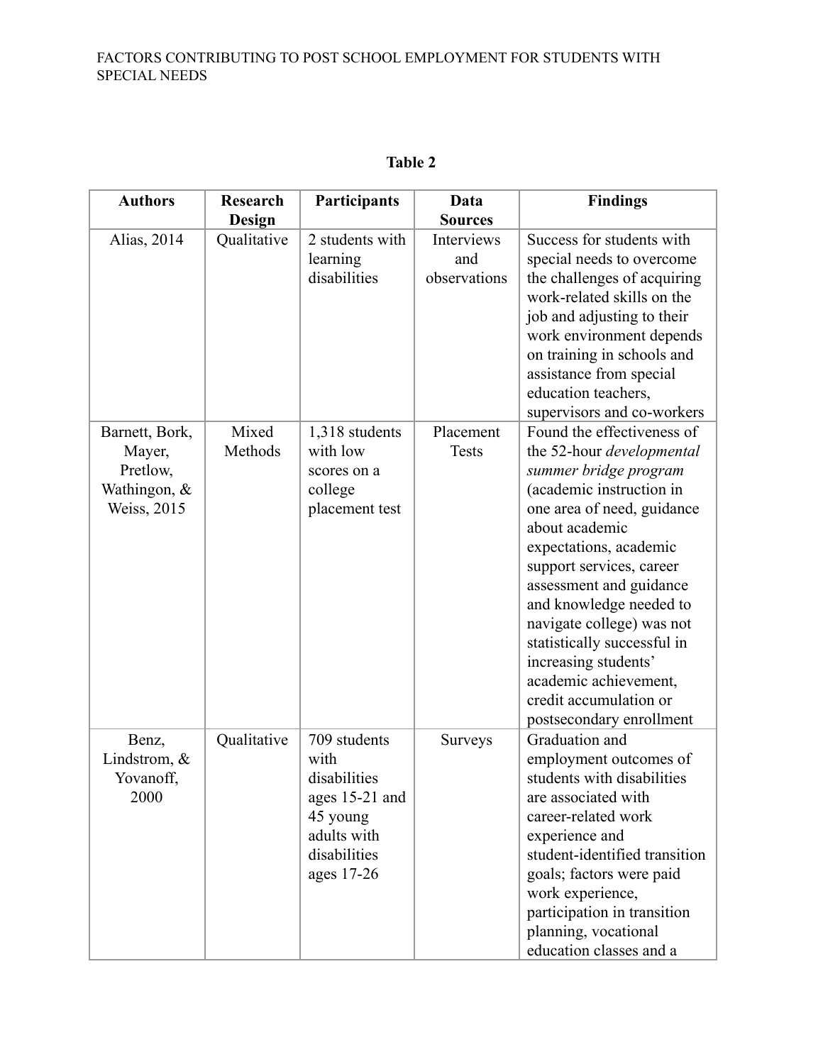**Table 2**

| Authors | Research Design | Participants | Data Sources | Findings |
|---|---|---|---|---|
| Alias, 2014 | Qualitative | 2 students with learning disabilities | Interviews and observations | Success for students with special needs to overcome the challenges of acquiring work-related skills on the job and adjusting to their work environment depends on training in schools and assistance from special education teachers, supervisors and co-workers |
| Barnett, Bork, Mayer, Pretlow, Wathingon, & Weiss, 2015 | Mixed Methods | 1,318 students with low scores on a college placement test | Placement Tests | Found the effectiveness of the 52-hour *developmental summer bridge program* (academic instruction in one area of need, guidance about academic expectations, academic support services, career assessment and guidance and knowledge needed to navigate college) was not statistically successful in increasing students' academic achievement, credit accumulation or postsecondary enrollment |
| Benz, Lindstrom, & Yovanoff, 2000 | Qualitative | 709 students with disabilities ages 15-21 and 45 young adults with disabilities ages 17-26 | Surveys | Graduation and employment outcomes of students with disabilities are associated with career-related work experience and student-identified transition goals; factors were paid work experience, participation in transition planning, vocational education classes and a |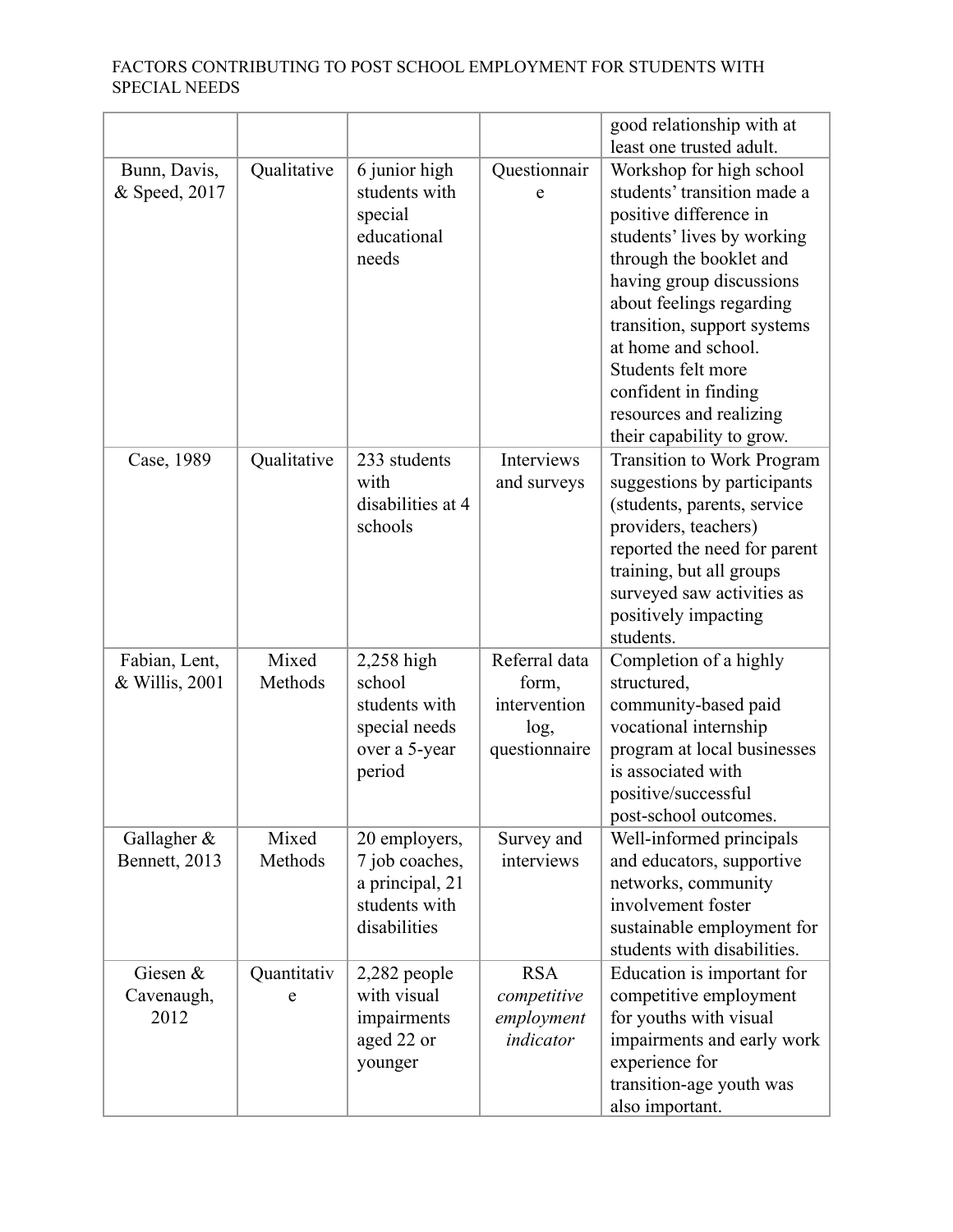| | | | | good relationship with at least one trusted adult. |
|---|---|---|---|---|
| Bunn, Davis, & Speed, 2017 | Qualitative | 6 junior high students with special educational needs | Questionnaire | Workshop for high school students' transition made a positive difference in students' lives by working through the booklet and having group discussions about feelings regarding transition, support systems at home and school. Students felt more confident in finding resources and realizing their capability to grow. |
| Case, 1989 | Qualitative | 233 students with disabilities at 4 schools | Interviews and surveys | Transition to Work Program suggestions by participants (students, parents, service providers, teachers) reported the need for parent training, but all groups surveyed saw activities as positively impacting students. |
| Fabian, Lent, & Willis, 2001 | Mixed Methods | 2,258 high school students with special needs over a 5-year period | Referral data form, intervention log, questionnaire | Completion of a highly structured, community-based paid vocational internship program at local businesses is associated with positive/successful post-school outcomes. |
| Gallagher & Bennett, 2013 | Mixed Methods | 20 employers, 7 job coaches, a principal, 21 students with disabilities | Survey and interviews | Well-informed principals and educators, supportive networks, community involvement foster sustainable employment for students with disabilities. |
| Giesen & Cavenaugh, 2012 | Quantitative | 2,282 people with visual impairments aged 22 or younger | RSA *competitive employment indicator* | Education is important for competitive employment for youths with visual impairments and early work experience for transition-age youth was also important. |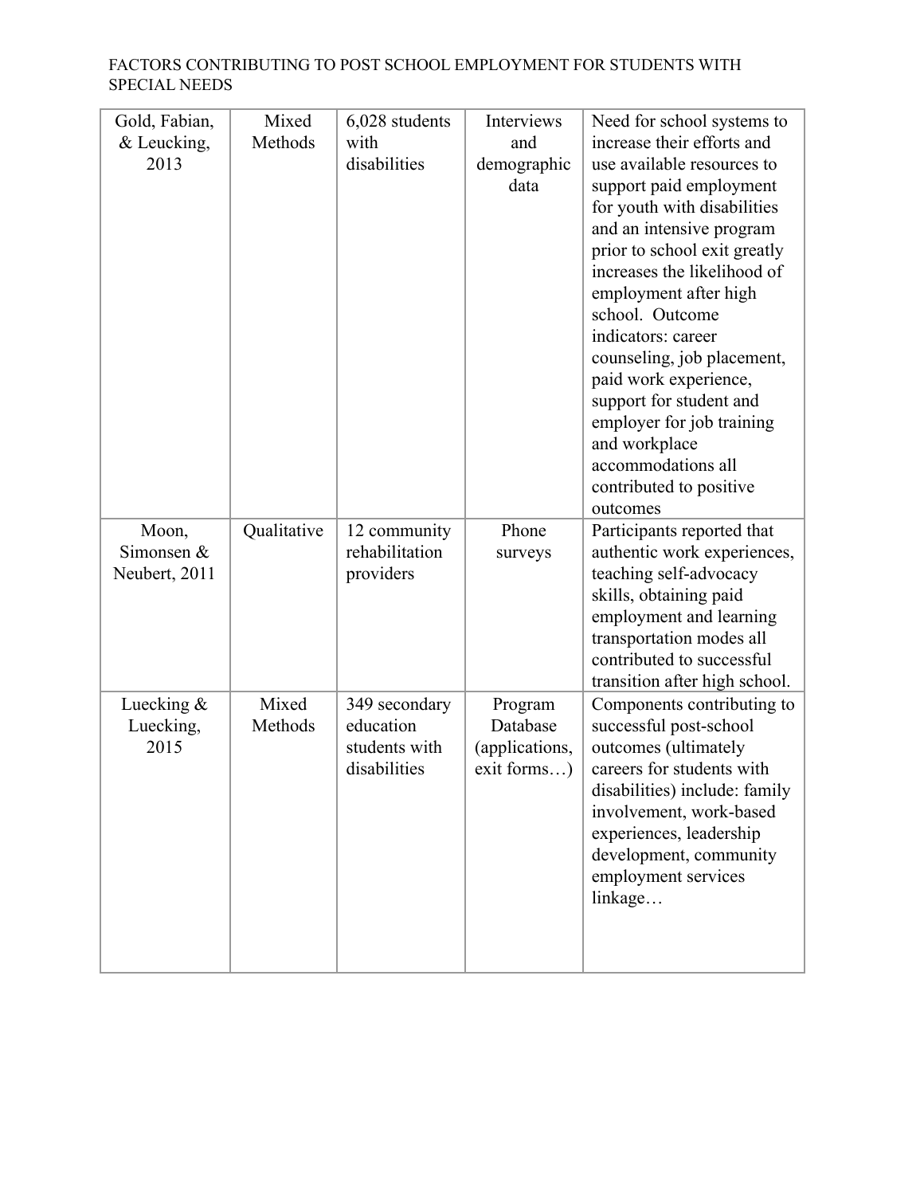| | | | | |
|---|---|---|---|---|
| Gold, Fabian, & Leucking, 2013 | Mixed Methods | 6,028 students with disabilities | Interviews and demographic data | Need for school systems to increase their efforts and use available resources to support paid employment for youth with disabilities and an intensive program prior to school exit greatly increases the likelihood of employment after high school. Outcome indicators: career counseling, job placement, paid work experience, support for student and employer for job training and workplace accommodations all contributed to positive outcomes |
| Moon, Simonsen & Neubert, 2011 | Qualitative | 12 community rehabilitation providers | Phone surveys | Participants reported that authentic work experiences, teaching self-advocacy skills, obtaining paid employment and learning transportation modes all contributed to successful transition after high school. |
| Luecking & Luecking, 2015 | Mixed Methods | 349 secondary education students with disabilities | Program Database (applications, exit forms…) | Components contributing to successful post-school outcomes (ultimately careers for students with disabilities) include: family involvement, work-based experiences, leadership development, community employment services linkage… |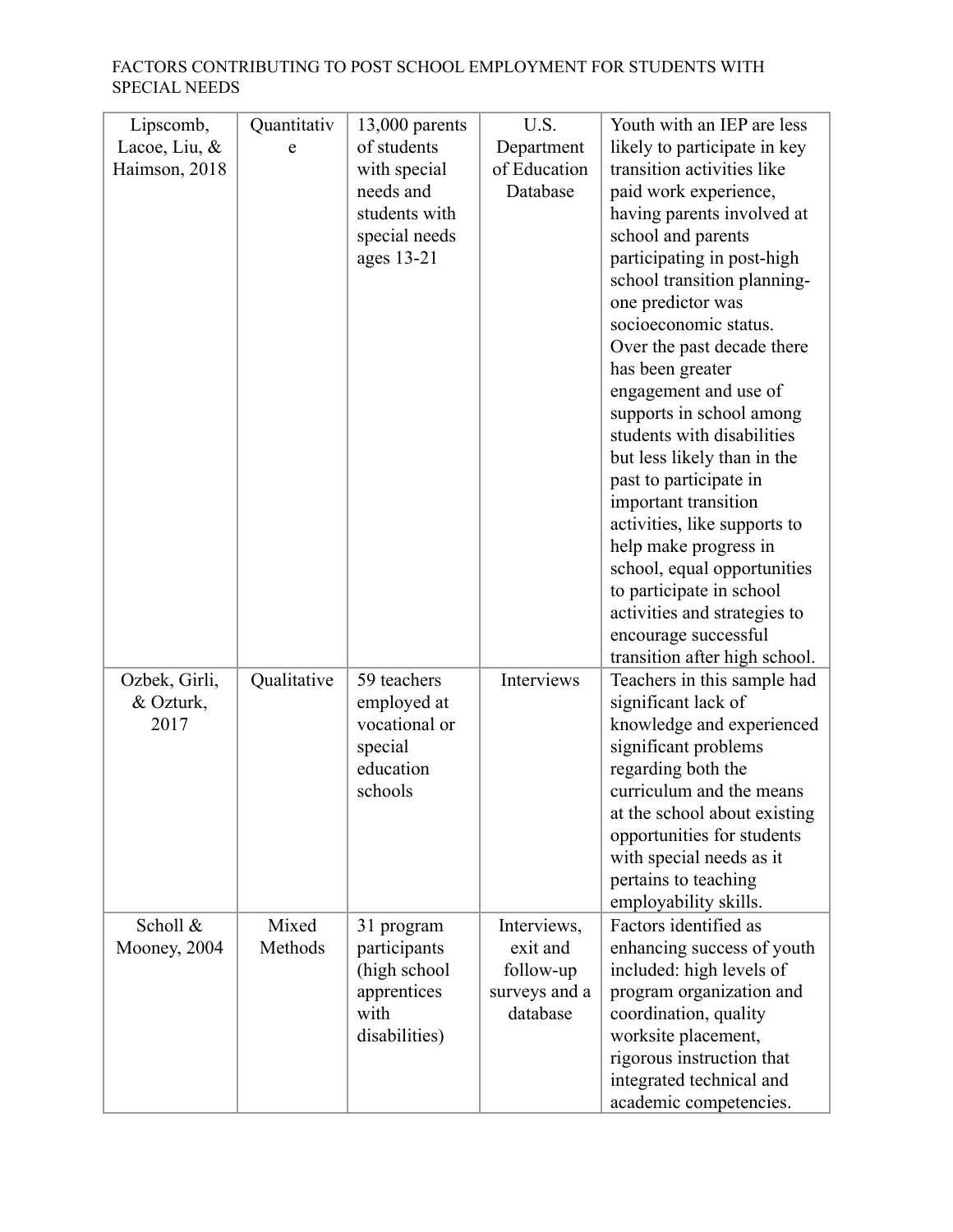| Lipscomb, Lacoe, Liu, & Haimson, 2018 | Quantitative | 13,000 parents of students with special needs and students with special needs ages 13-21 | U.S. Department of Education Database | Youth with an IEP are less likely to participate in key transition activities like paid work experience, having parents involved at school and parents participating in post-high school transition planning- one predictor was socioeconomic status. Over the past decade there has been greater engagement and use of supports in school among students with disabilities but less likely than in the past to participate in important transition activities, like supports to help make progress in school, equal opportunities to participate in school activities and strategies to encourage successful transition after high school. |
|---|---|---|---|---|
| Ozbek, Girli, & Ozturk, 2017 | Qualitative | 59 teachers employed at vocational or special education schools | Interviews | Teachers in this sample had significant lack of knowledge and experienced significant problems regarding both the curriculum and the means at the school about existing opportunities for students with special needs as it pertains to teaching employability skills. |
| Scholl & Mooney, 2004 | Mixed Methods | 31 program participants (high school apprentices with disabilities) | Interviews, exit and follow-up surveys and a database | Factors identified as enhancing success of youth included: high levels of program organization and coordination, quality worksite placement, rigorous instruction that integrated technical and academic competencies. |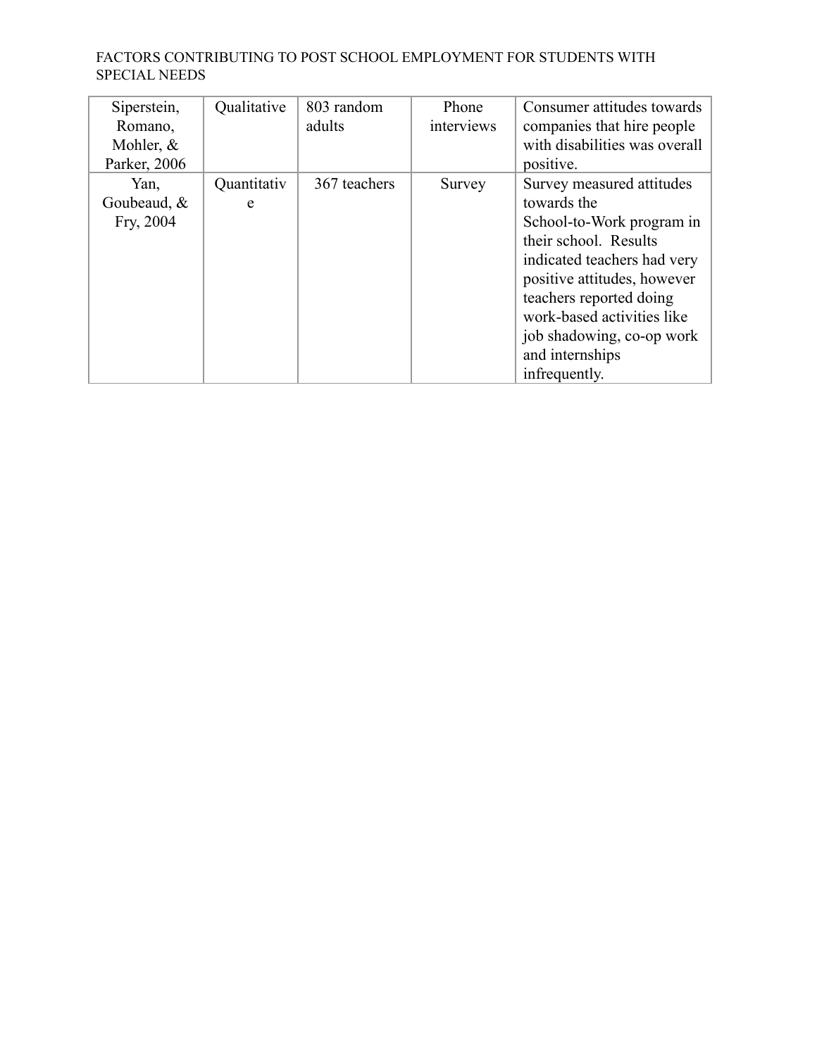| | | | | |
|---|---|---|---|---|
| Siperstein, Romano, Mohler, & Parker, 2006 | Qualitative | 803 random adults | Phone interviews | Consumer attitudes towards companies that hire people with disabilities was overall positive. |
| Yan, Goubeaud, & Fry, 2004 | Quantitative | 367 teachers | Survey | Survey measured attitudes towards the School-to-Work program in their school. Results indicated teachers had very positive attitudes, however teachers reported doing work-based activities like job shadowing, co-op work and internships infrequently. |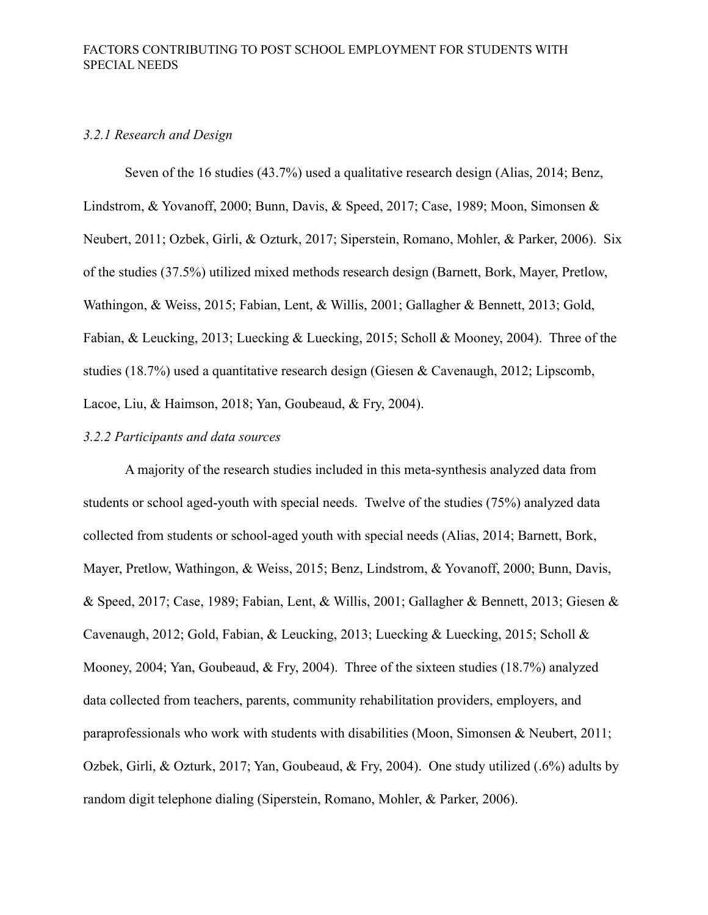### *3.2.1 Research and Design*

Seven of the 16 studies (43.7%) used a qualitative research design (Alias, 2014; Benz, Lindstrom, & Yovanoff, 2000; Bunn, Davis, & Speed, 2017; Case, 1989; Moon, Simonsen & Neubert, 2011; Ozbek, Girli, & Ozturk, 2017; Siperstein, Romano, Mohler, & Parker, 2006). Six of the studies (37.5%) utilized mixed methods research design (Barnett, Bork, Mayer, Pretlow, Wathingon, & Weiss, 2015; Fabian, Lent, & Willis, 2001; Gallagher & Bennett, 2013; Gold, Fabian, & Leucking, 2013; Luecking & Luecking, 2015; Scholl & Mooney, 2004). Three of the studies (18.7%) used a quantitative research design (Giesen & Cavenaugh, 2012; Lipscomb, Lacoe, Liu, & Haimson, 2018; Yan, Goubeaud, & Fry, 2004).

### *3.2.2 Participants and data sources*

A majority of the research studies included in this meta-synthesis analyzed data from students or school aged-youth with special needs. Twelve of the studies (75%) analyzed data collected from students or school-aged youth with special needs (Alias, 2014; Barnett, Bork, Mayer, Pretlow, Wathingon, & Weiss, 2015; Benz, Lindstrom, & Yovanoff, 2000; Bunn, Davis, & Speed, 2017; Case, 1989; Fabian, Lent, & Willis, 2001; Gallagher & Bennett, 2013; Giesen & Cavenaugh, 2012; Gold, Fabian, & Leucking, 2013; Luecking & Luecking, 2015; Scholl & Mooney, 2004; Yan, Goubeaud, & Fry, 2004). Three of the sixteen studies (18.7%) analyzed data collected from teachers, parents, community rehabilitation providers, employers, and paraprofessionals who work with students with disabilities (Moon, Simonsen & Neubert, 2011; Ozbek, Girli, & Ozturk, 2017; Yan, Goubeaud, & Fry, 2004). One study utilized (.6%) adults by random digit telephone dialing (Siperstein, Romano, Mohler, & Parker, 2006).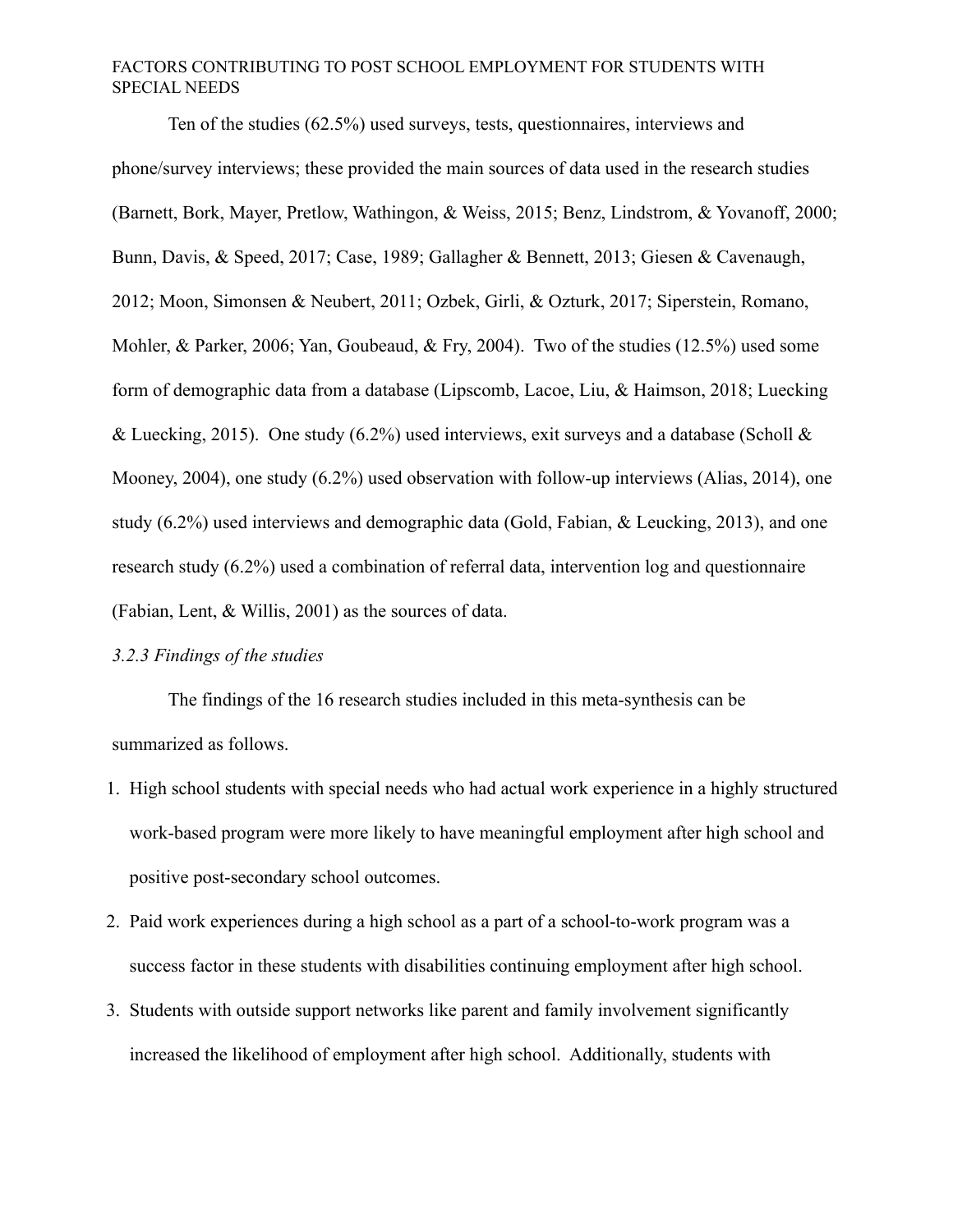Ten of the studies (62.5%) used surveys, tests, questionnaires, interviews and phone/survey interviews; these provided the main sources of data used in the research studies (Barnett, Bork, Mayer, Pretlow, Wathingon, & Weiss, 2015; Benz, Lindstrom, & Yovanoff, 2000; Bunn, Davis, & Speed, 2017; Case, 1989; Gallagher & Bennett, 2013; Giesen & Cavenaugh, 2012; Moon, Simonsen & Neubert, 2011; Ozbek, Girli, & Ozturk, 2017; Siperstein, Romano, Mohler, & Parker, 2006; Yan, Goubeaud, & Fry, 2004). Two of the studies (12.5%) used some form of demographic data from a database (Lipscomb, Lacoe, Liu, & Haimson, 2018; Luecking & Luecking, 2015). One study (6.2%) used interviews, exit surveys and a database (Scholl & Mooney, 2004), one study (6.2%) used observation with follow-up interviews (Alias, 2014), one study (6.2%) used interviews and demographic data (Gold, Fabian, & Leucking, 2013), and one research study (6.2%) used a combination of referral data, intervention log and questionnaire (Fabian, Lent, & Willis, 2001) as the sources of data.

### *3.2.3 Findings of the studies*

The findings of the 16 research studies included in this meta-synthesis can be summarized as follows.

1. High school students with special needs who had actual work experience in a highly structured work-based program were more likely to have meaningful employment after high school and positive post-secondary school outcomes.
2. Paid work experiences during a high school as a part of a school-to-work program was a success factor in these students with disabilities continuing employment after high school.
3. Students with outside support networks like parent and family involvement significantly increased the likelihood of employment after high school. Additionally, students with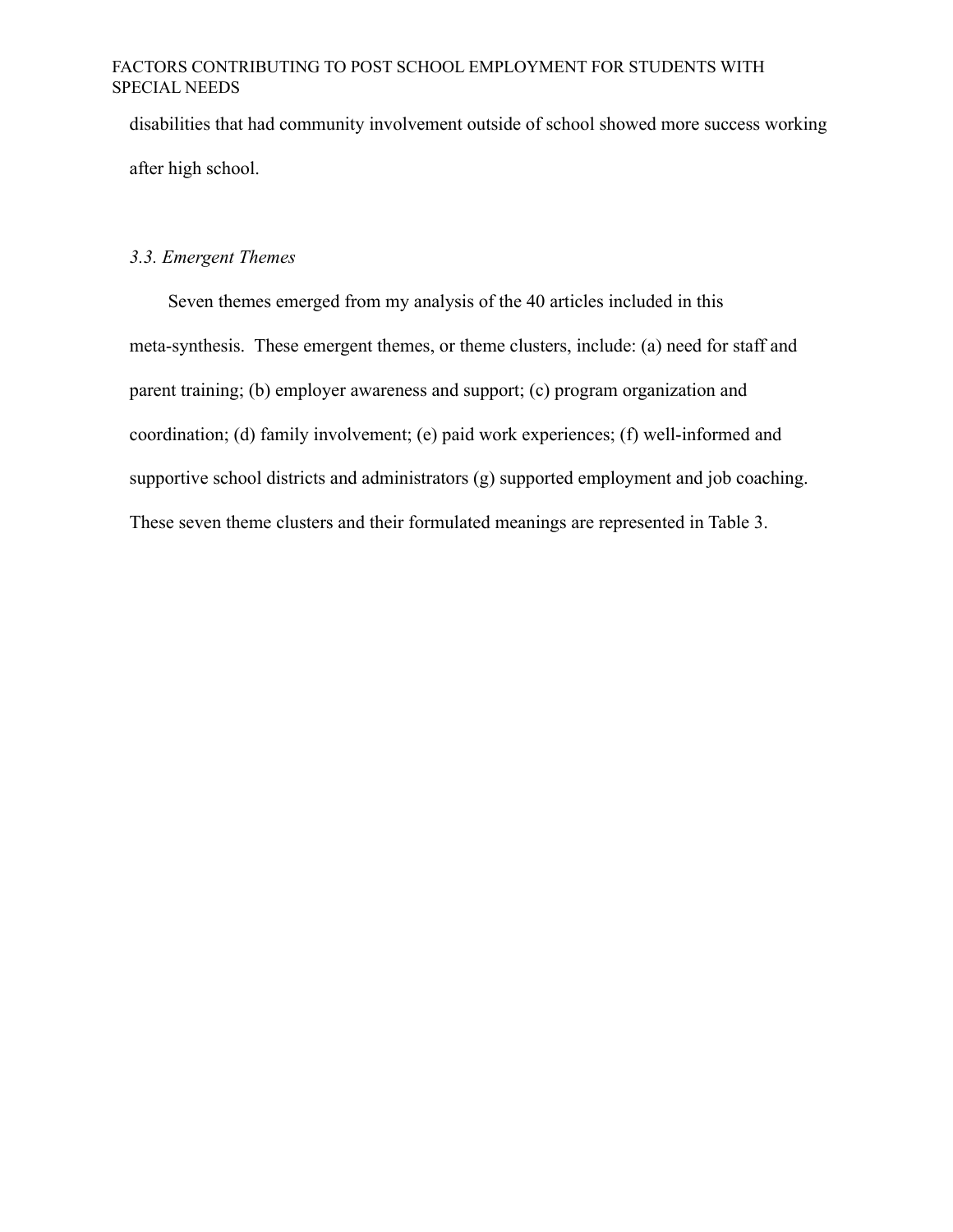disabilities that had community involvement outside of school showed more success working after high school.

### *3.3. Emergent Themes*

Seven themes emerged from my analysis of the 40 articles included in this meta-synthesis. These emergent themes, or theme clusters, include: (a) need for staff and parent training; (b) employer awareness and support; (c) program organization and coordination; (d) family involvement; (e) paid work experiences; (f) well-informed and supportive school districts and administrators (g) supported employment and job coaching. These seven theme clusters and their formulated meanings are represented in Table 3.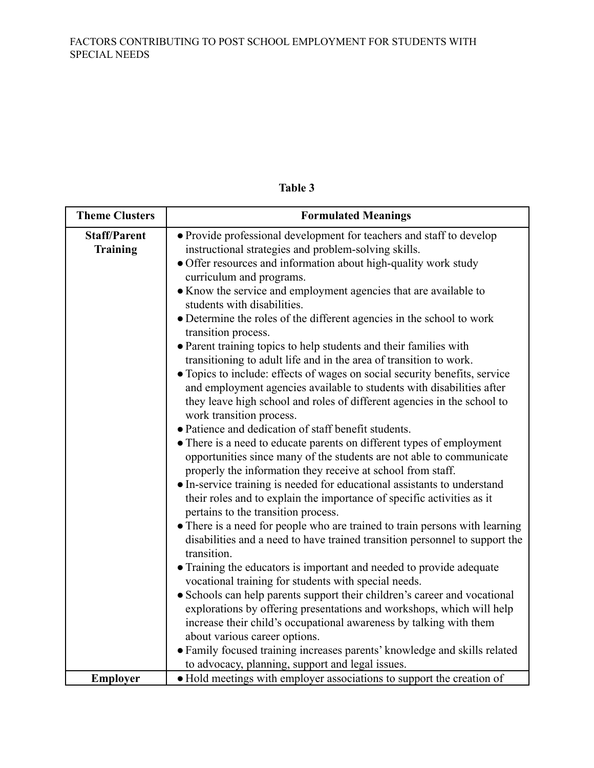**Table 3**

| Theme Clusters | Formulated Meanings |
|---|---|
| **Staff/Parent Training** | • Provide professional development for teachers and staff to develop instructional strategies and problem-solving skills.<br>• Offer resources and information about high-quality work study curriculum and programs.<br>• Know the service and employment agencies that are available to students with disabilities.<br>• Determine the roles of the different agencies in the school to work transition process.<br>• Parent training topics to help students and their families with transitioning to adult life and in the area of transition to work.<br>• Topics to include: effects of wages on social security benefits, service and employment agencies available to students with disabilities after they leave high school and roles of different agencies in the school to work transition process.<br>• Patience and dedication of staff benefit students.<br>• There is a need to educate parents on different types of employment opportunities since many of the students are not able to communicate properly the information they receive at school from staff.<br>• In-service training is needed for educational assistants to understand their roles and to explain the importance of specific activities as it pertains to the transition process.<br>• There is a need for people who are trained to train persons with learning disabilities and a need to have trained transition personnel to support the transition.<br>• Training the educators is important and needed to provide adequate vocational training for students with special needs.<br>• Schools can help parents support their children's career and vocational explorations by offering presentations and workshops, which will help increase their child's occupational awareness by talking with them about various career options.<br>• Family focused training increases parents' knowledge and skills related to advocacy, planning, support and legal issues. |
| **Employer** | • Hold meetings with employer associations to support the creation of |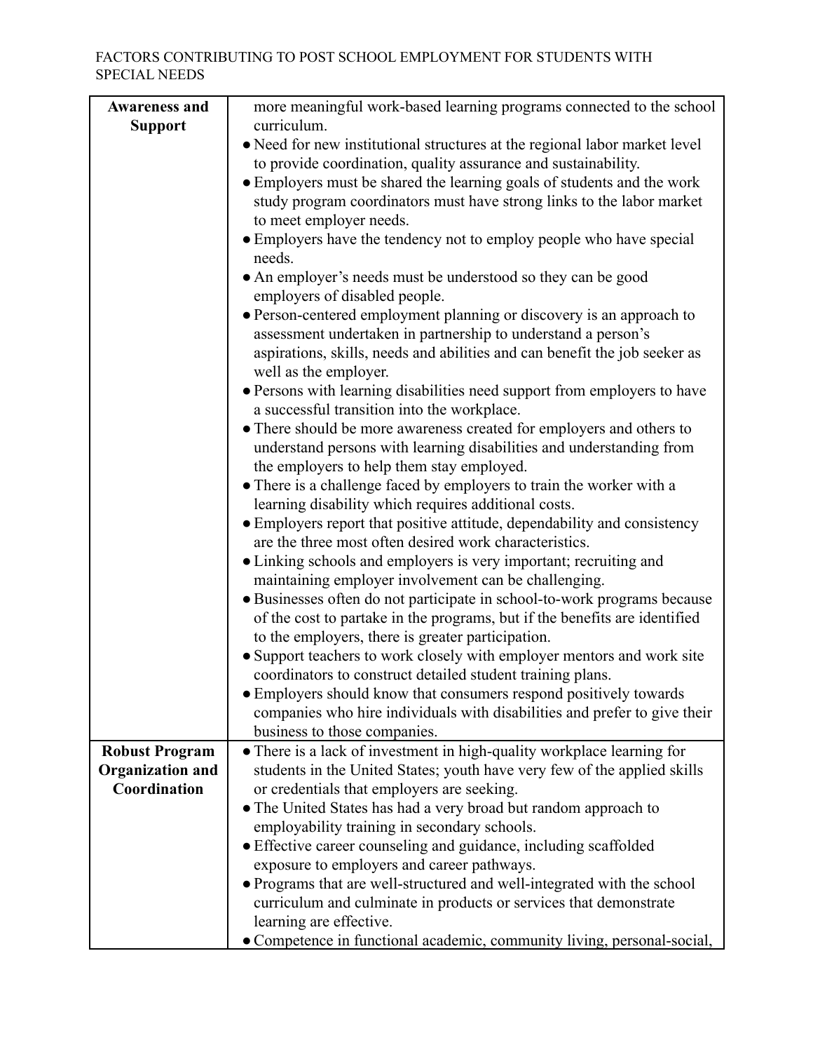| | |
|---|---|
| **Awareness and Support** | more meaningful work-based learning programs connected to the school curriculum.<br>● Need for new institutional structures at the regional labor market level to provide coordination, quality assurance and sustainability.<br>● Employers must be shared the learning goals of students and the work study program coordinators must have strong links to the labor market to meet employer needs.<br>● Employers have the tendency not to employ people who have special needs.<br>● An employer's needs must be understood so they can be good employers of disabled people.<br>● Person-centered employment planning or discovery is an approach to assessment undertaken in partnership to understand a person's aspirations, skills, needs and abilities and can benefit the job seeker as well as the employer.<br>● Persons with learning disabilities need support from employers to have a successful transition into the workplace.<br>● There should be more awareness created for employers and others to understand persons with learning disabilities and understanding from the employers to help them stay employed.<br>● There is a challenge faced by employers to train the worker with a learning disability which requires additional costs.<br>● Employers report that positive attitude, dependability and consistency are the three most often desired work characteristics.<br>● Linking schools and employers is very important; recruiting and maintaining employer involvement can be challenging.<br>● Businesses often do not participate in school-to-work programs because of the cost to partake in the programs, but if the benefits are identified to the employers, there is greater participation.<br>● Support teachers to work closely with employer mentors and work site coordinators to construct detailed student training plans.<br>● Employers should know that consumers respond positively towards companies who hire individuals with disabilities and prefer to give their business to those companies. |
| **Robust Program Organization and Coordination** | ● There is a lack of investment in high-quality workplace learning for students in the United States; youth have very few of the applied skills or credentials that employers are seeking.<br>● The United States has had a very broad but random approach to employability training in secondary schools.<br>● Effective career counseling and guidance, including scaffolded exposure to employers and career pathways.<br>● Programs that are well-structured and well-integrated with the school curriculum and culminate in products or services that demonstrate learning are effective.<br>● Competence in functional academic, community living, personal-social, |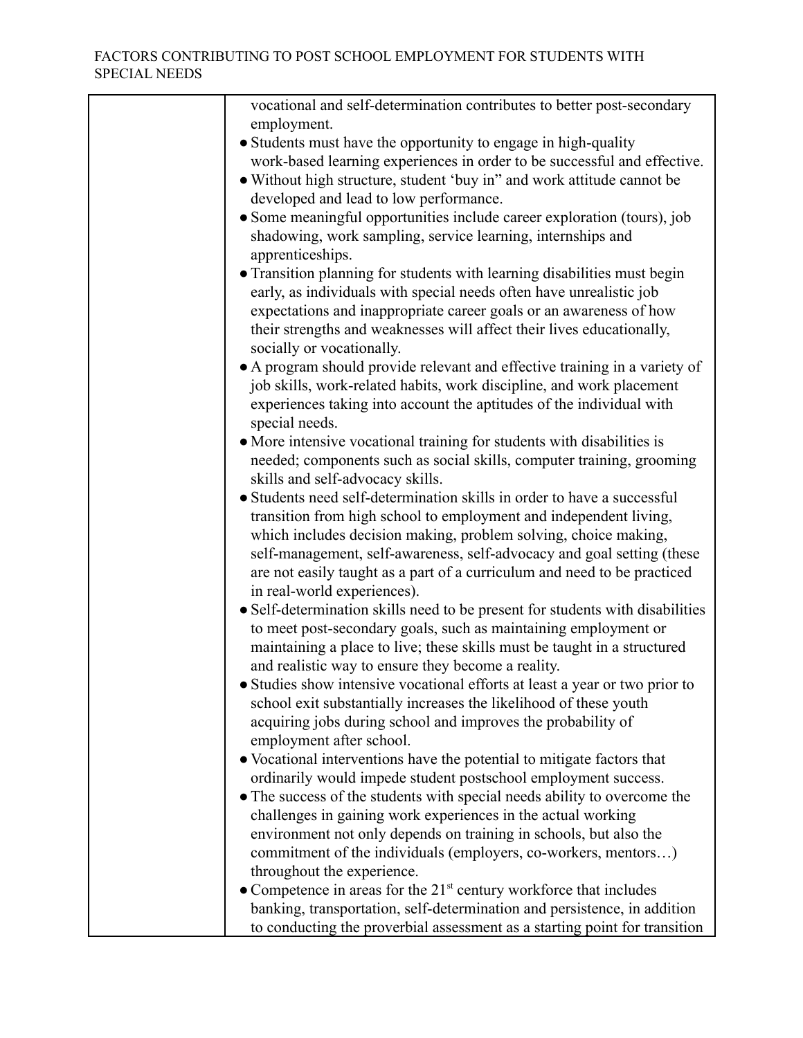| | |
|---|---|
| | vocational and self-determination contributes to better post-secondary employment.<br>● Students must have the opportunity to engage in high-quality work-based learning experiences in order to be successful and effective.<br>● Without high structure, student 'buy in" and work attitude cannot be developed and lead to low performance.<br>● Some meaningful opportunities include career exploration (tours), job shadowing, work sampling, service learning, internships and apprenticeships.<br>● Transition planning for students with learning disabilities must begin early, as individuals with special needs often have unrealistic job expectations and inappropriate career goals or an awareness of how their strengths and weaknesses will affect their lives educationally, socially or vocationally.<br>● A program should provide relevant and effective training in a variety of job skills, work-related habits, work discipline, and work placement experiences taking into account the aptitudes of the individual with special needs.<br>● More intensive vocational training for students with disabilities is needed; components such as social skills, computer training, grooming skills and self-advocacy skills.<br>● Students need self-determination skills in order to have a successful transition from high school to employment and independent living, which includes decision making, problem solving, choice making, self-management, self-awareness, self-advocacy and goal setting (these are not easily taught as a part of a curriculum and need to be practiced in real-world experiences).<br>● Self-determination skills need to be present for students with disabilities to meet post-secondary goals, such as maintaining employment or maintaining a place to live; these skills must be taught in a structured and realistic way to ensure they become a reality.<br>● Studies show intensive vocational efforts at least a year or two prior to school exit substantially increases the likelihood of these youth acquiring jobs during school and improves the probability of employment after school.<br>● Vocational interventions have the potential to mitigate factors that ordinarily would impede student postschool employment success.<br>● The success of the students with special needs ability to overcome the challenges in gaining work experiences in the actual working environment not only depends on training in schools, but also the commitment of the individuals (employers, co-workers, mentors…) throughout the experience.<br>● Competence in areas for the 21st century workforce that includes banking, transportation, self-determination and persistence, in addition to conducting the proverbial assessment as a starting point for transition |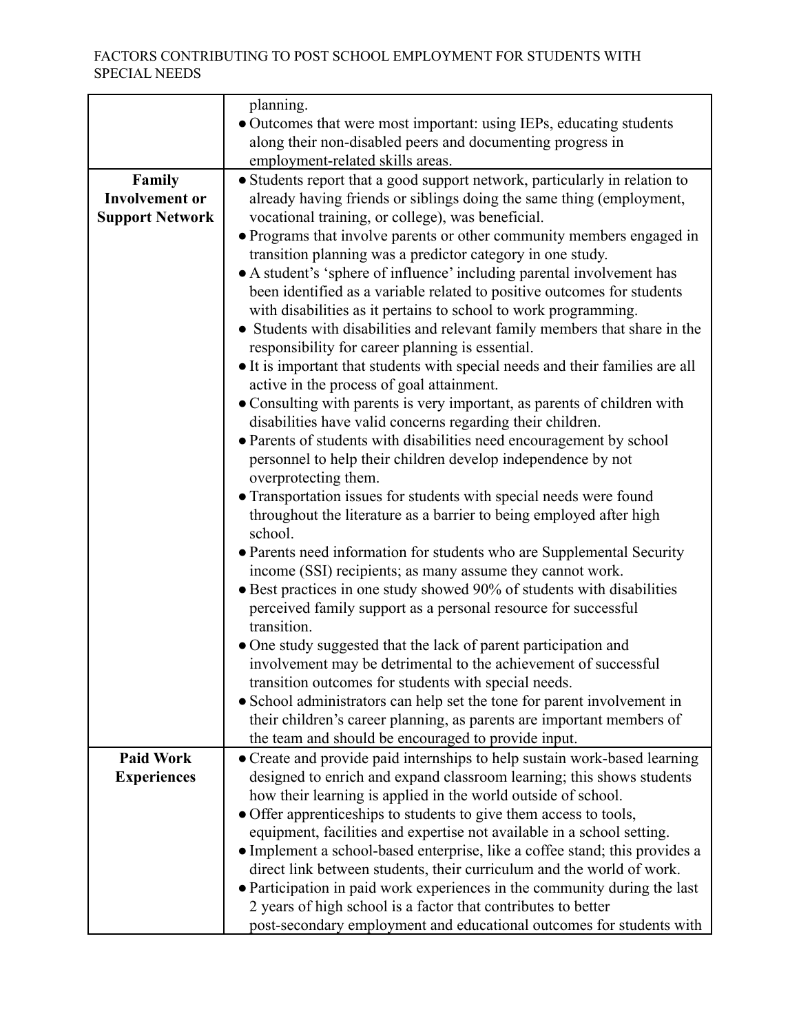| | |
|---|---|
| | planning.<br>● Outcomes that were most important: using IEPs, educating students along their non-disabled peers and documenting progress in employment-related skills areas. |
| **Family Involvement or Support Network** | ● Students report that a good support network, particularly in relation to already having friends or siblings doing the same thing (employment, vocational training, or college), was beneficial.<br>● Programs that involve parents or other community members engaged in transition planning was a predictor category in one study.<br>● A student's 'sphere of influence' including parental involvement has been identified as a variable related to positive outcomes for students with disabilities as it pertains to school to work programming.<br>● Students with disabilities and relevant family members that share in the responsibility for career planning is essential.<br>● It is important that students with special needs and their families are all active in the process of goal attainment.<br>● Consulting with parents is very important, as parents of children with disabilities have valid concerns regarding their children.<br>● Parents of students with disabilities need encouragement by school personnel to help their children develop independence by not overprotecting them.<br>● Transportation issues for students with special needs were found throughout the literature as a barrier to being employed after high school.<br>● Parents need information for students who are Supplemental Security income (SSI) recipients; as many assume they cannot work.<br>● Best practices in one study showed 90% of students with disabilities perceived family support as a personal resource for successful transition.<br>● One study suggested that the lack of parent participation and involvement may be detrimental to the achievement of successful transition outcomes for students with special needs.<br>● School administrators can help set the tone for parent involvement in their children's career planning, as parents are important members of the team and should be encouraged to provide input. |
| **Paid Work Experiences** | ● Create and provide paid internships to help sustain work-based learning designed to enrich and expand classroom learning; this shows students how their learning is applied in the world outside of school.<br>● Offer apprenticeships to students to give them access to tools, equipment, facilities and expertise not available in a school setting.<br>● Implement a school-based enterprise, like a coffee stand; this provides a direct link between students, their curriculum and the world of work.<br>● Participation in paid work experiences in the community during the last 2 years of high school is a factor that contributes to better post-secondary employment and educational outcomes for students with |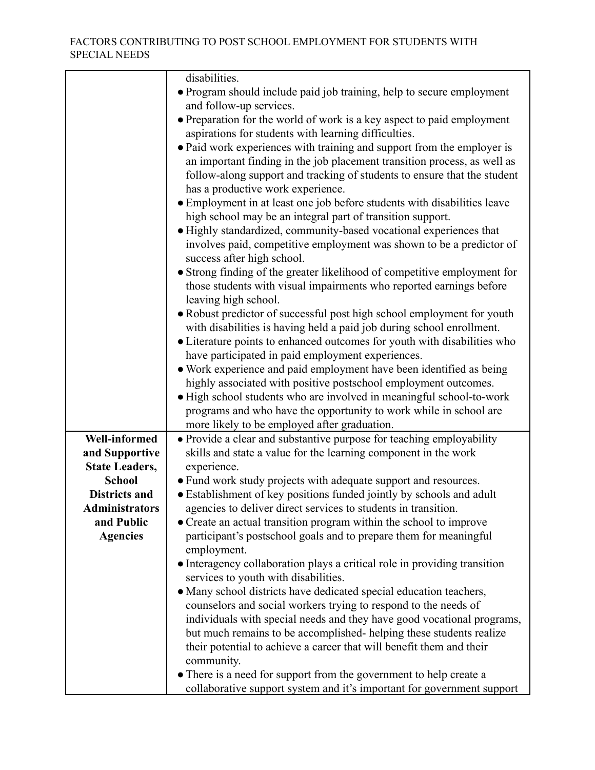| | |
|---|---|
| | disabilities.<br>● Program should include paid job training, help to secure employment and follow-up services.<br>● Preparation for the world of work is a key aspect to paid employment aspirations for students with learning difficulties.<br>● Paid work experiences with training and support from the employer is an important finding in the job placement transition process, as well as follow-along support and tracking of students to ensure that the student has a productive work experience.<br>● Employment in at least one job before students with disabilities leave high school may be an integral part of transition support.<br>● Highly standardized, community-based vocational experiences that involves paid, competitive employment was shown to be a predictor of success after high school.<br>● Strong finding of the greater likelihood of competitive employment for those students with visual impairments who reported earnings before leaving high school.<br>● Robust predictor of successful post high school employment for youth with disabilities is having held a paid job during school enrollment.<br>● Literature points to enhanced outcomes for youth with disabilities who have participated in paid employment experiences.<br>● Work experience and paid employment have been identified as being highly associated with positive postschool employment outcomes.<br>● High school students who are involved in meaningful school-to-work programs and who have the opportunity to work while in school are more likely to be employed after graduation. |
| **Well-informed and Supportive State Leaders, School Districts and Administrators and Public Agencies** | ● Provide a clear and substantive purpose for teaching employability skills and state a value for the learning component in the work experience.<br>● Fund work study projects with adequate support and resources.<br>● Establishment of key positions funded jointly by schools and adult agencies to deliver direct services to students in transition.<br>● Create an actual transition program within the school to improve participant's postschool goals and to prepare them for meaningful employment.<br>● Interagency collaboration plays a critical role in providing transition services to youth with disabilities.<br>● Many school districts have dedicated special education teachers, counselors and social workers trying to respond to the needs of individuals with special needs and they have good vocational programs, but much remains to be accomplished- helping these students realize their potential to achieve a career that will benefit them and their community.<br>● There is a need for support from the government to help create a collaborative support system and it's important for government support |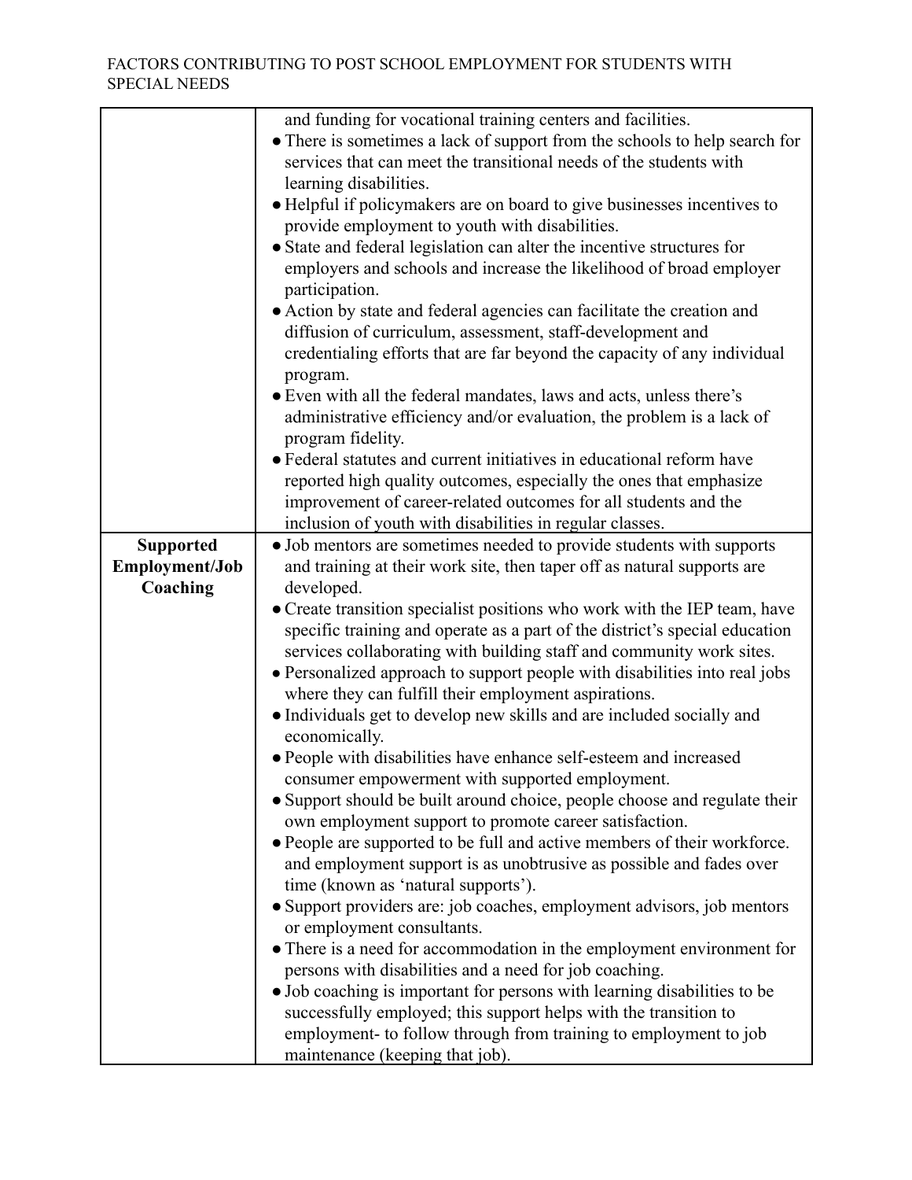| | |
|---|---|
| | and funding for vocational training centers and facilities.<br>● There is sometimes a lack of support from the schools to help search for services that can meet the transitional needs of the students with learning disabilities.<br>● Helpful if policymakers are on board to give businesses incentives to provide employment to youth with disabilities.<br>● State and federal legislation can alter the incentive structures for employers and schools and increase the likelihood of broad employer participation.<br>● Action by state and federal agencies can facilitate the creation and diffusion of curriculum, assessment, staff-development and credentialing efforts that are far beyond the capacity of any individual program.<br>● Even with all the federal mandates, laws and acts, unless there's administrative efficiency and/or evaluation, the problem is a lack of program fidelity.<br>● Federal statutes and current initiatives in educational reform have reported high quality outcomes, especially the ones that emphasize improvement of career-related outcomes for all students and the inclusion of youth with disabilities in regular classes. |
| **Supported Employment/Job Coaching** | ● Job mentors are sometimes needed to provide students with supports and training at their work site, then taper off as natural supports are developed.<br>● Create transition specialist positions who work with the IEP team, have specific training and operate as a part of the district's special education services collaborating with building staff and community work sites.<br>● Personalized approach to support people with disabilities into real jobs where they can fulfill their employment aspirations.<br>● Individuals get to develop new skills and are included socially and economically.<br>● People with disabilities have enhance self-esteem and increased consumer empowerment with supported employment.<br>● Support should be built around choice, people choose and regulate their own employment support to promote career satisfaction.<br>● People are supported to be full and active members of their workforce. and employment support is as unobtrusive as possible and fades over time (known as 'natural supports').<br>● Support providers are: job coaches, employment advisors, job mentors or employment consultants.<br>● There is a need for accommodation in the employment environment for persons with disabilities and a need for job coaching.<br>● Job coaching is important for persons with learning disabilities to be successfully employed; this support helps with the transition to employment- to follow through from training to employment to job maintenance (keeping that job). |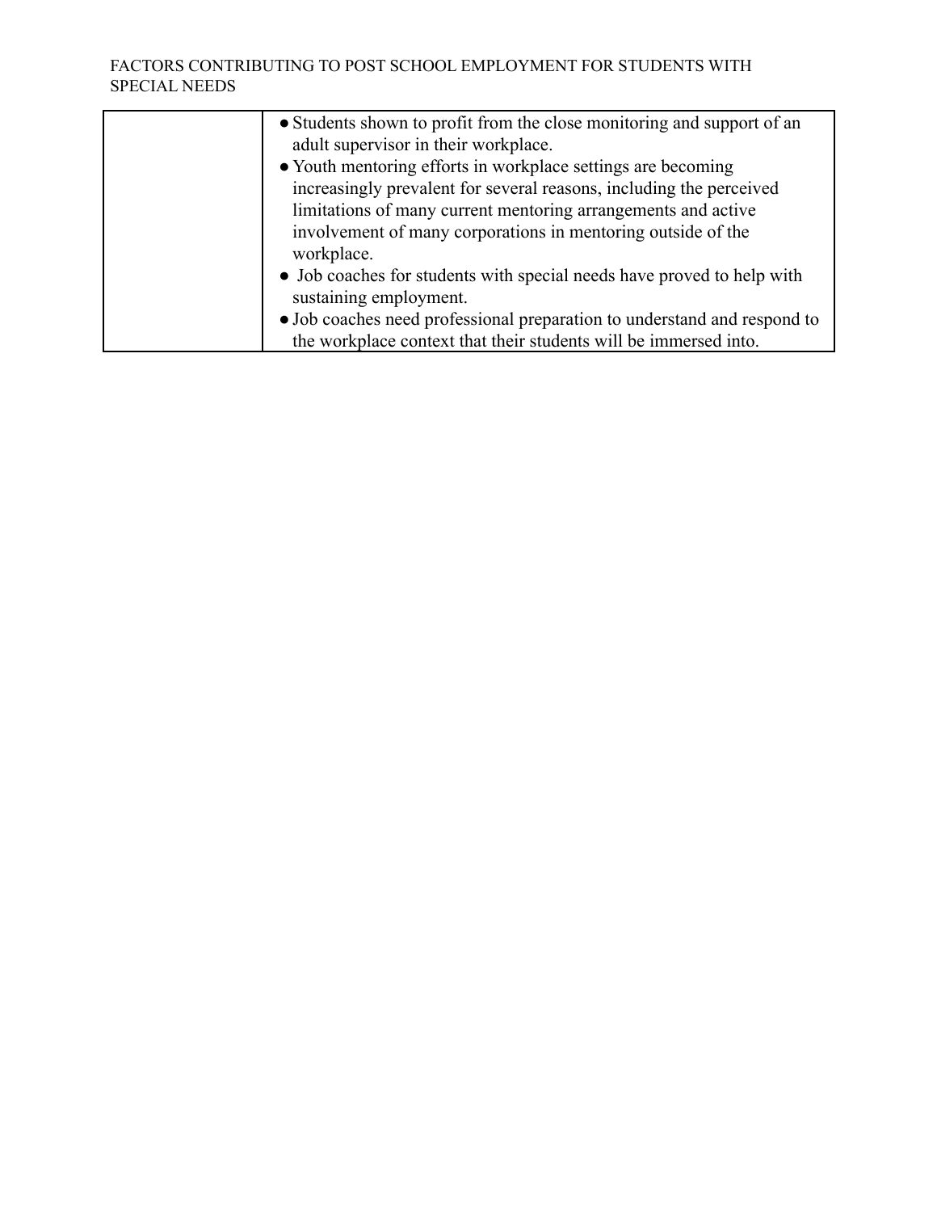| | |
|---|---|
| | • Students shown to profit from the close monitoring and support of an adult supervisor in their workplace.<br>• Youth mentoring efforts in workplace settings are becoming increasingly prevalent for several reasons, including the perceived limitations of many current mentoring arrangements and active involvement of many corporations in mentoring outside of the workplace.<br>• Job coaches for students with special needs have proved to help with sustaining employment.<br>• Job coaches need professional preparation to understand and respond to the workplace context that their students will be immersed into. |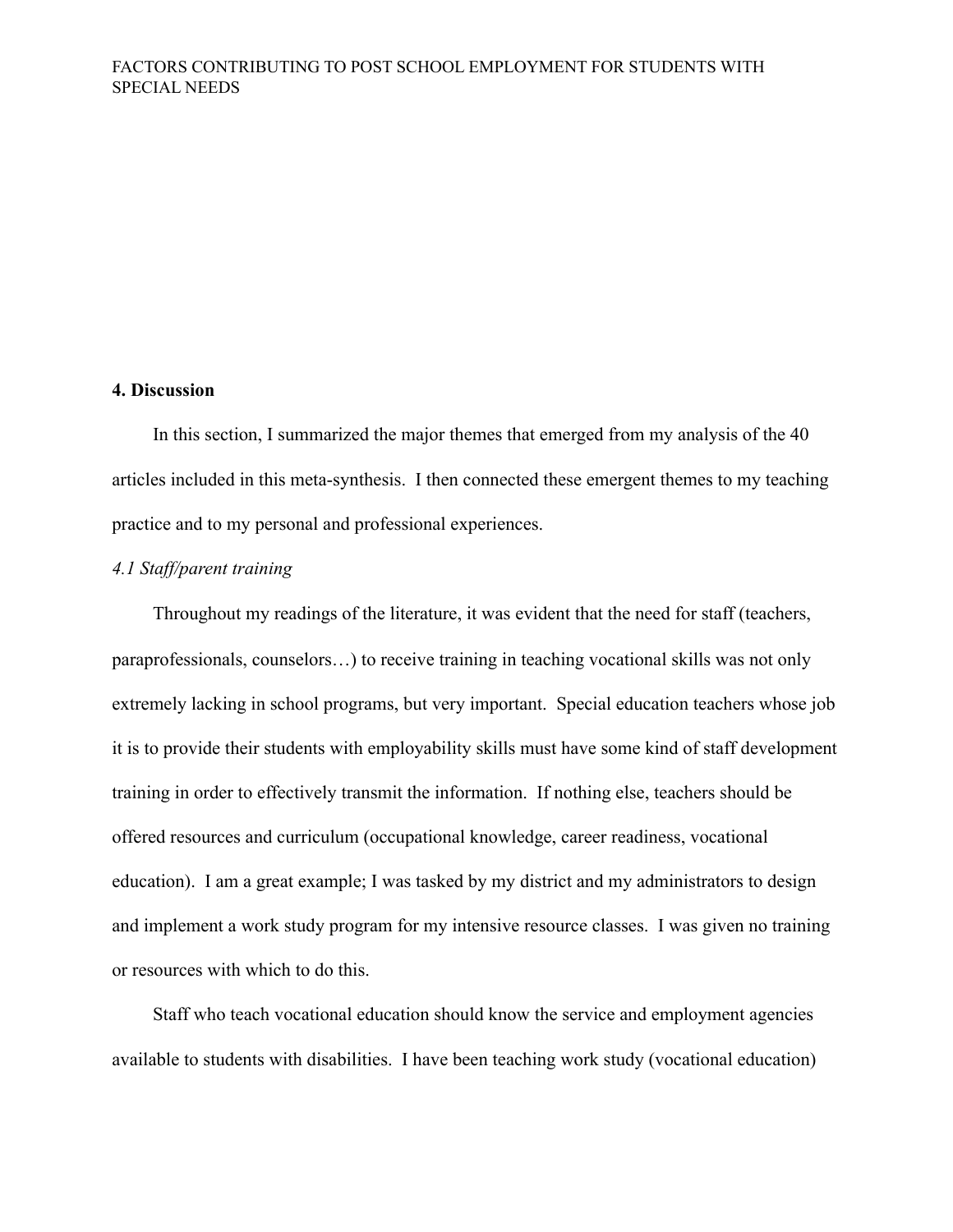## 4. Discussion

In this section, I summarized the major themes that emerged from my analysis of the 40 articles included in this meta-synthesis. I then connected these emergent themes to my teaching practice and to my personal and professional experiences.

### *4.1 Staff/parent training*

Throughout my readings of the literature, it was evident that the need for staff (teachers, paraprofessionals, counselors…) to receive training in teaching vocational skills was not only extremely lacking in school programs, but very important. Special education teachers whose job it is to provide their students with employability skills must have some kind of staff development training in order to effectively transmit the information. If nothing else, teachers should be offered resources and curriculum (occupational knowledge, career readiness, vocational education). I am a great example; I was tasked by my district and my administrators to design and implement a work study program for my intensive resource classes. I was given no training or resources with which to do this.

Staff who teach vocational education should know the service and employment agencies available to students with disabilities. I have been teaching work study (vocational education)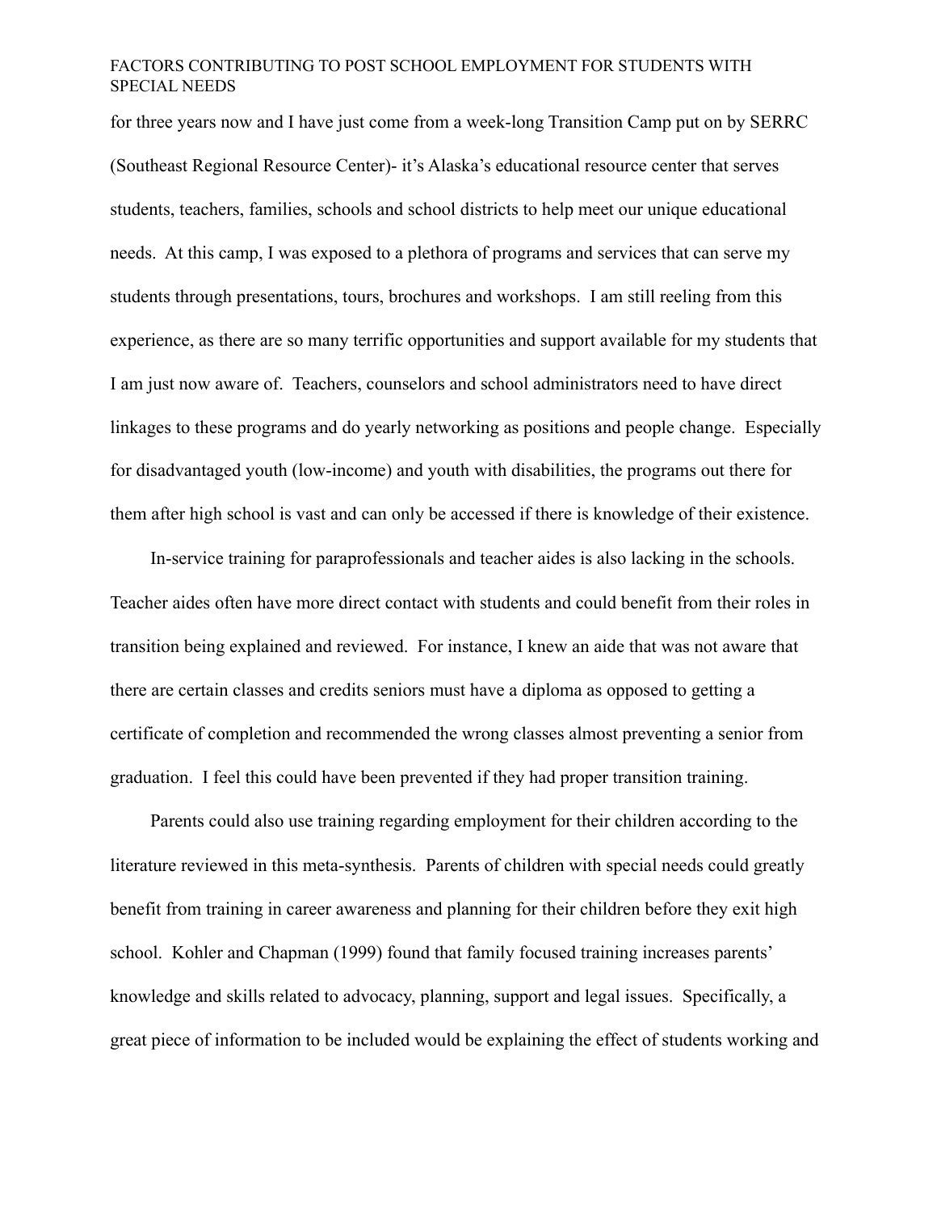for three years now and I have just come from a week-long Transition Camp put on by SERRC (Southeast Regional Resource Center)- it's Alaska's educational resource center that serves students, teachers, families, schools and school districts to help meet our unique educational needs. At this camp, I was exposed to a plethora of programs and services that can serve my students through presentations, tours, brochures and workshops. I am still reeling from this experience, as there are so many terrific opportunities and support available for my students that I am just now aware of. Teachers, counselors and school administrators need to have direct linkages to these programs and do yearly networking as positions and people change. Especially for disadvantaged youth (low-income) and youth with disabilities, the programs out there for them after high school is vast and can only be accessed if there is knowledge of their existence.

In-service training for paraprofessionals and teacher aides is also lacking in the schools. Teacher aides often have more direct contact with students and could benefit from their roles in transition being explained and reviewed. For instance, I knew an aide that was not aware that there are certain classes and credits seniors must have a diploma as opposed to getting a certificate of completion and recommended the wrong classes almost preventing a senior from graduation. I feel this could have been prevented if they had proper transition training.

Parents could also use training regarding employment for their children according to the literature reviewed in this meta-synthesis. Parents of children with special needs could greatly benefit from training in career awareness and planning for their children before they exit high school. Kohler and Chapman (1999) found that family focused training increases parents' knowledge and skills related to advocacy, planning, support and legal issues. Specifically, a great piece of information to be included would be explaining the effect of students working and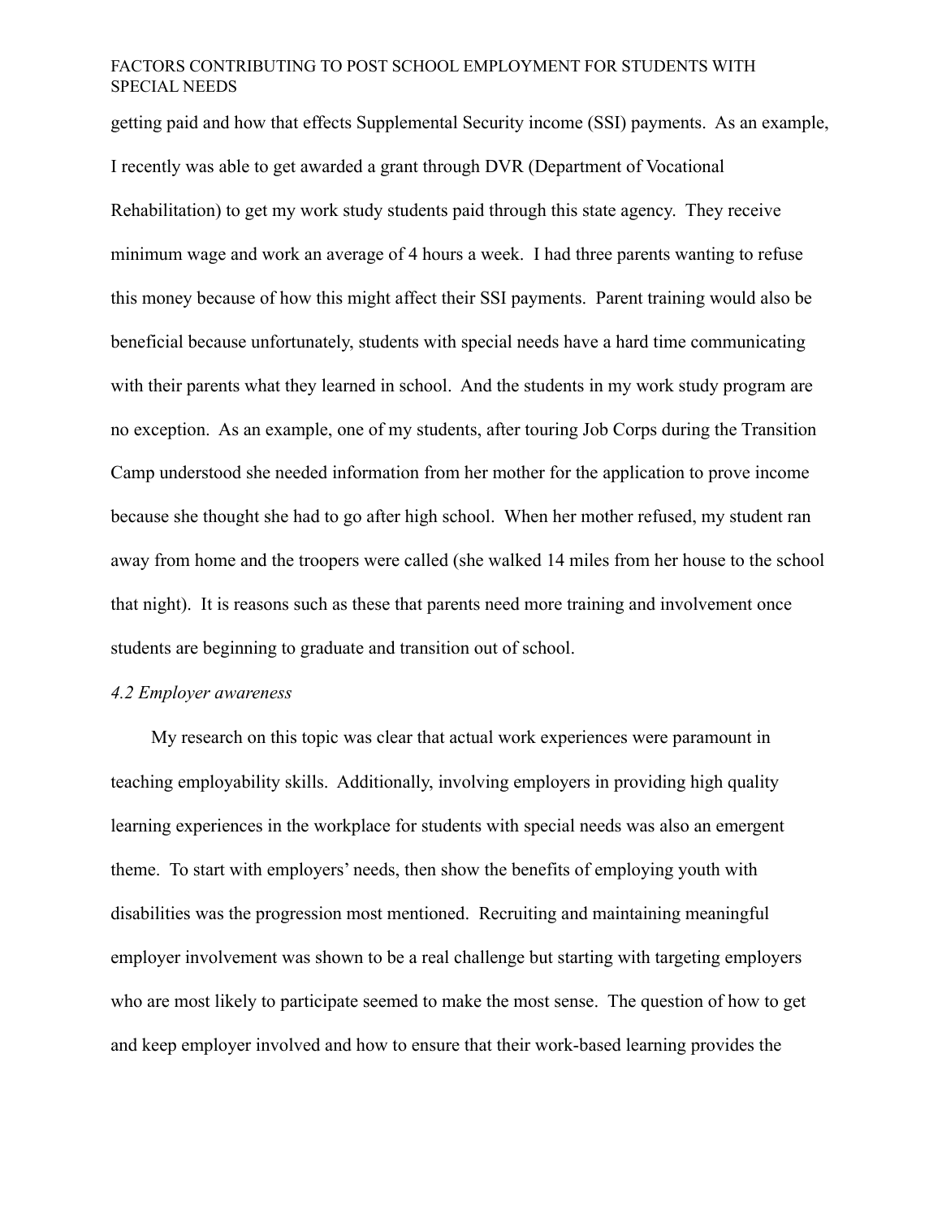getting paid and how that effects Supplemental Security income (SSI) payments. As an example, I recently was able to get awarded a grant through DVR (Department of Vocational Rehabilitation) to get my work study students paid through this state agency. They receive minimum wage and work an average of 4 hours a week. I had three parents wanting to refuse this money because of how this might affect their SSI payments. Parent training would also be beneficial because unfortunately, students with special needs have a hard time communicating with their parents what they learned in school. And the students in my work study program are no exception. As an example, one of my students, after touring Job Corps during the Transition Camp understood she needed information from her mother for the application to prove income because she thought she had to go after high school. When her mother refused, my student ran away from home and the troopers were called (she walked 14 miles from her house to the school that night). It is reasons such as these that parents need more training and involvement once students are beginning to graduate and transition out of school.

*4.2 Employer awareness*

My research on this topic was clear that actual work experiences were paramount in teaching employability skills. Additionally, involving employers in providing high quality learning experiences in the workplace for students with special needs was also an emergent theme. To start with employers' needs, then show the benefits of employing youth with disabilities was the progression most mentioned. Recruiting and maintaining meaningful employer involvement was shown to be a real challenge but starting with targeting employers who are most likely to participate seemed to make the most sense. The question of how to get and keep employer involved and how to ensure that their work-based learning provides the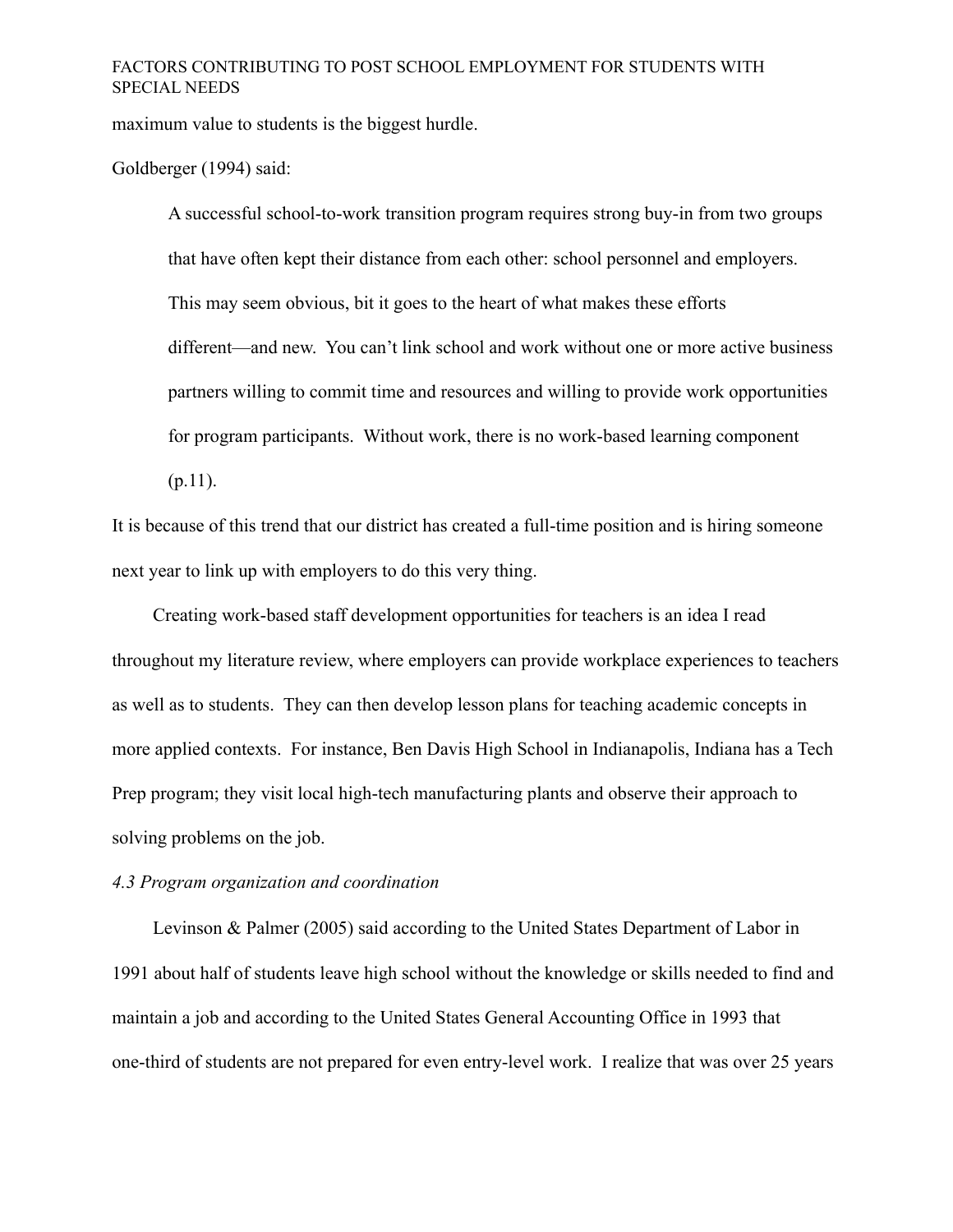maximum value to students is the biggest hurdle.

Goldberger (1994) said:

> A successful school-to-work transition program requires strong buy-in from two groups that have often kept their distance from each other: school personnel and employers. This may seem obvious, bit it goes to the heart of what makes these efforts different—and new. You can't link school and work without one or more active business partners willing to commit time and resources and willing to provide work opportunities for program participants. Without work, there is no work-based learning component (p.11).

It is because of this trend that our district has created a full-time position and is hiring someone next year to link up with employers to do this very thing.

Creating work-based staff development opportunities for teachers is an idea I read throughout my literature review, where employers can provide workplace experiences to teachers as well as to students. They can then develop lesson plans for teaching academic concepts in more applied contexts. For instance, Ben Davis High School in Indianapolis, Indiana has a Tech Prep program; they visit local high-tech manufacturing plants and observe their approach to solving problems on the job.

*4.3 Program organization and coordination*

Levinson & Palmer (2005) said according to the United States Department of Labor in 1991 about half of students leave high school without the knowledge or skills needed to find and maintain a job and according to the United States General Accounting Office in 1993 that one-third of students are not prepared for even entry-level work. I realize that was over 25 years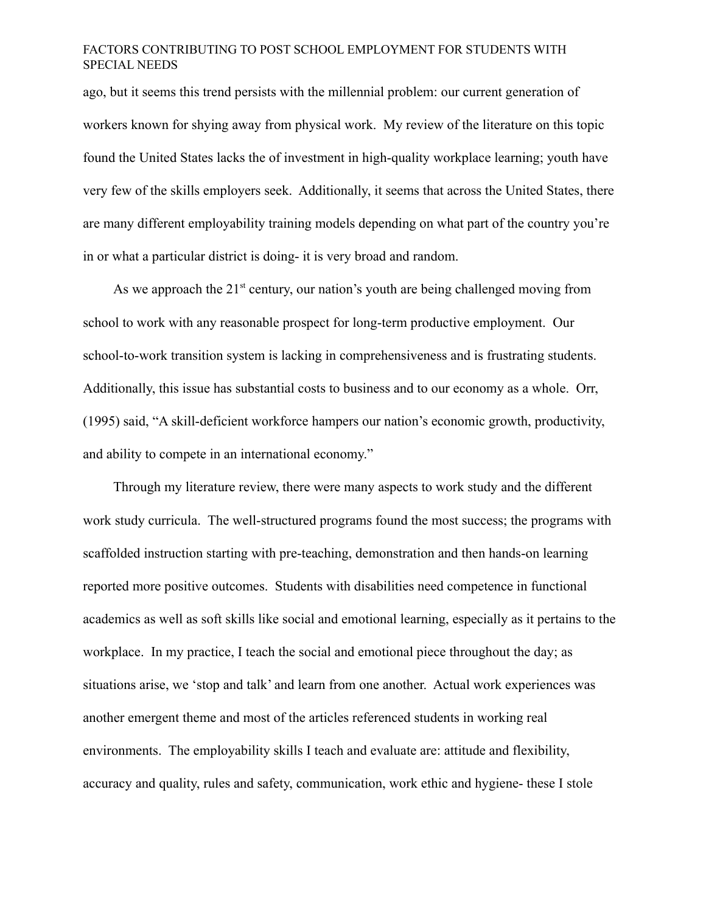ago, but it seems this trend persists with the millennial problem: our current generation of workers known for shying away from physical work. My review of the literature on this topic found the United States lacks the of investment in high-quality workplace learning; youth have very few of the skills employers seek. Additionally, it seems that across the United States, there are many different employability training models depending on what part of the country you're in or what a particular district is doing- it is very broad and random.

As we approach the 21st century, our nation's youth are being challenged moving from school to work with any reasonable prospect for long-term productive employment. Our school-to-work transition system is lacking in comprehensiveness and is frustrating students. Additionally, this issue has substantial costs to business and to our economy as a whole. Orr, (1995) said, "A skill-deficient workforce hampers our nation's economic growth, productivity, and ability to compete in an international economy."

Through my literature review, there were many aspects to work study and the different work study curricula. The well-structured programs found the most success; the programs with scaffolded instruction starting with pre-teaching, demonstration and then hands-on learning reported more positive outcomes. Students with disabilities need competence in functional academics as well as soft skills like social and emotional learning, especially as it pertains to the workplace. In my practice, I teach the social and emotional piece throughout the day; as situations arise, we 'stop and talk' and learn from one another. Actual work experiences was another emergent theme and most of the articles referenced students in working real environments. The employability skills I teach and evaluate are: attitude and flexibility, accuracy and quality, rules and safety, communication, work ethic and hygiene- these I stole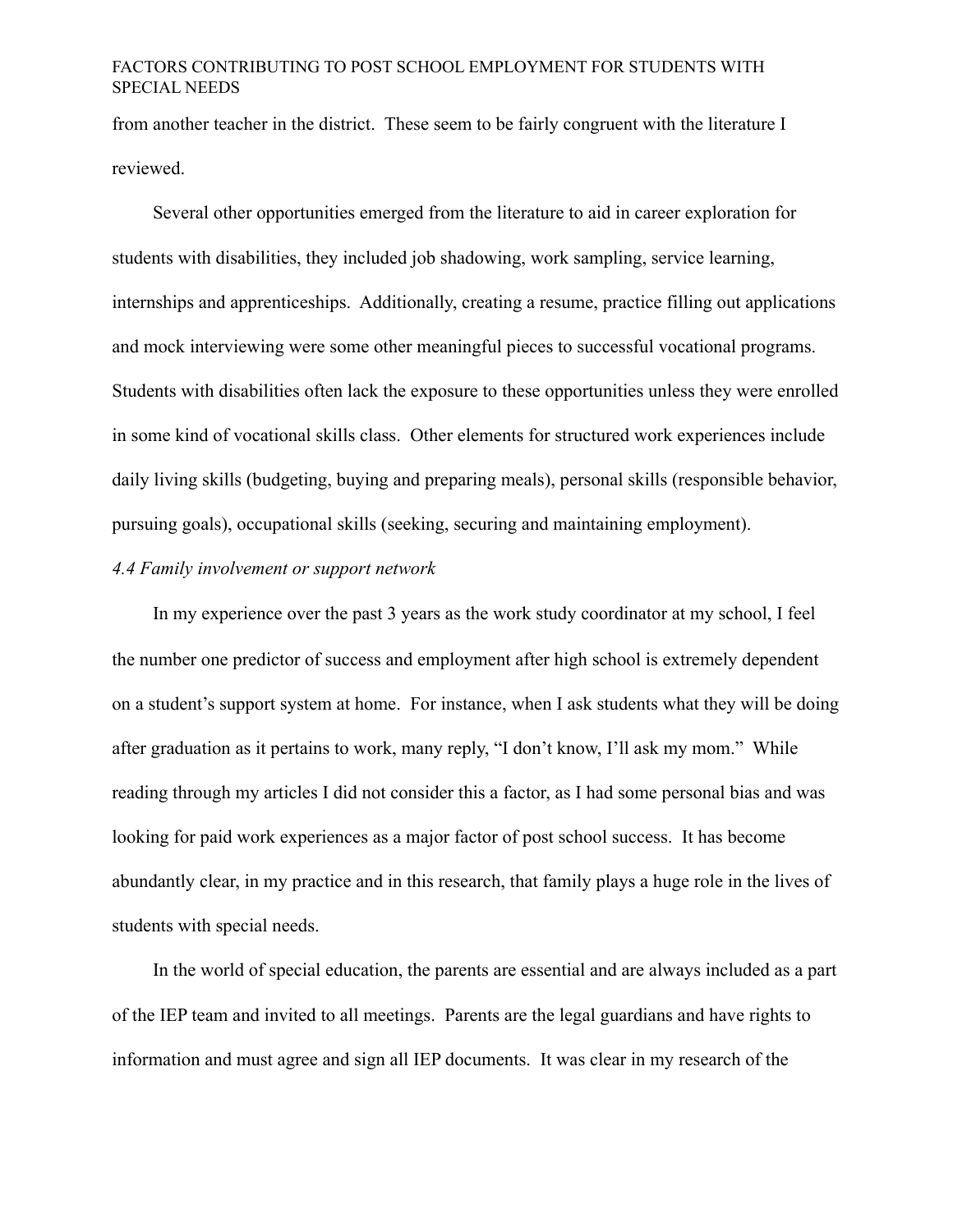from another teacher in the district. These seem to be fairly congruent with the literature I reviewed.

Several other opportunities emerged from the literature to aid in career exploration for students with disabilities, they included job shadowing, work sampling, service learning, internships and apprenticeships. Additionally, creating a resume, practice filling out applications and mock interviewing were some other meaningful pieces to successful vocational programs. Students with disabilities often lack the exposure to these opportunities unless they were enrolled in some kind of vocational skills class. Other elements for structured work experiences include daily living skills (budgeting, buying and preparing meals), personal skills (responsible behavior, pursuing goals), occupational skills (seeking, securing and maintaining employment).

*4.4 Family involvement or support network*

In my experience over the past 3 years as the work study coordinator at my school, I feel the number one predictor of success and employment after high school is extremely dependent on a student's support system at home. For instance, when I ask students what they will be doing after graduation as it pertains to work, many reply, "I don't know, I'll ask my mom." While reading through my articles I did not consider this a factor, as I had some personal bias and was looking for paid work experiences as a major factor of post school success. It has become abundantly clear, in my practice and in this research, that family plays a huge role in the lives of students with special needs.

In the world of special education, the parents are essential and are always included as a part of the IEP team and invited to all meetings. Parents are the legal guardians and have rights to information and must agree and sign all IEP documents. It was clear in my research of the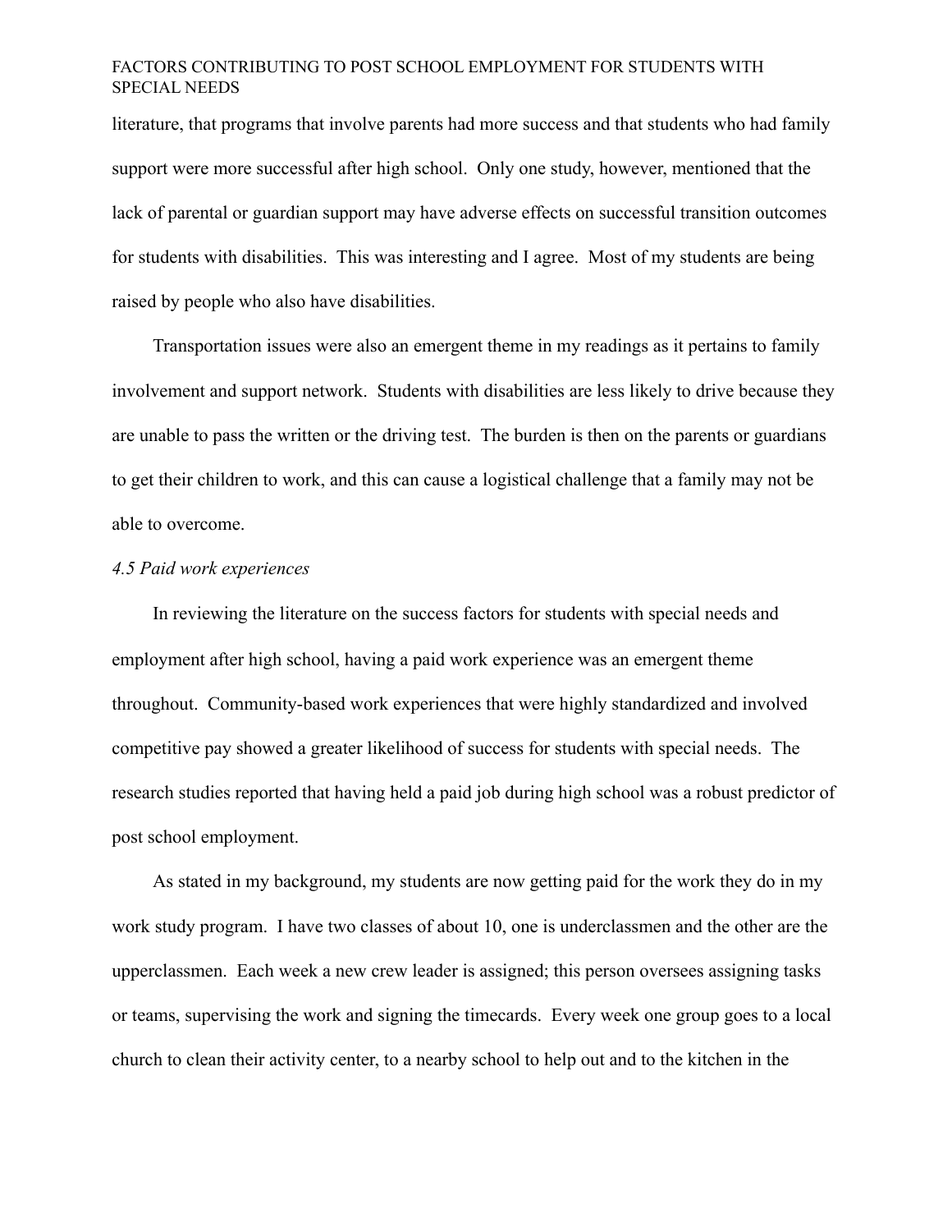literature, that programs that involve parents had more success and that students who had family support were more successful after high school. Only one study, however, mentioned that the lack of parental or guardian support may have adverse effects on successful transition outcomes for students with disabilities. This was interesting and I agree. Most of my students are being raised by people who also have disabilities.

Transportation issues were also an emergent theme in my readings as it pertains to family involvement and support network. Students with disabilities are less likely to drive because they are unable to pass the written or the driving test. The burden is then on the parents or guardians to get their children to work, and this can cause a logistical challenge that a family may not be able to overcome.

*4.5 Paid work experiences*

In reviewing the literature on the success factors for students with special needs and employment after high school, having a paid work experience was an emergent theme throughout. Community-based work experiences that were highly standardized and involved competitive pay showed a greater likelihood of success for students with special needs. The research studies reported that having held a paid job during high school was a robust predictor of post school employment.

As stated in my background, my students are now getting paid for the work they do in my work study program. I have two classes of about 10, one is underclassmen and the other are the upperclassmen. Each week a new crew leader is assigned; this person oversees assigning tasks or teams, supervising the work and signing the timecards. Every week one group goes to a local church to clean their activity center, to a nearby school to help out and to the kitchen in the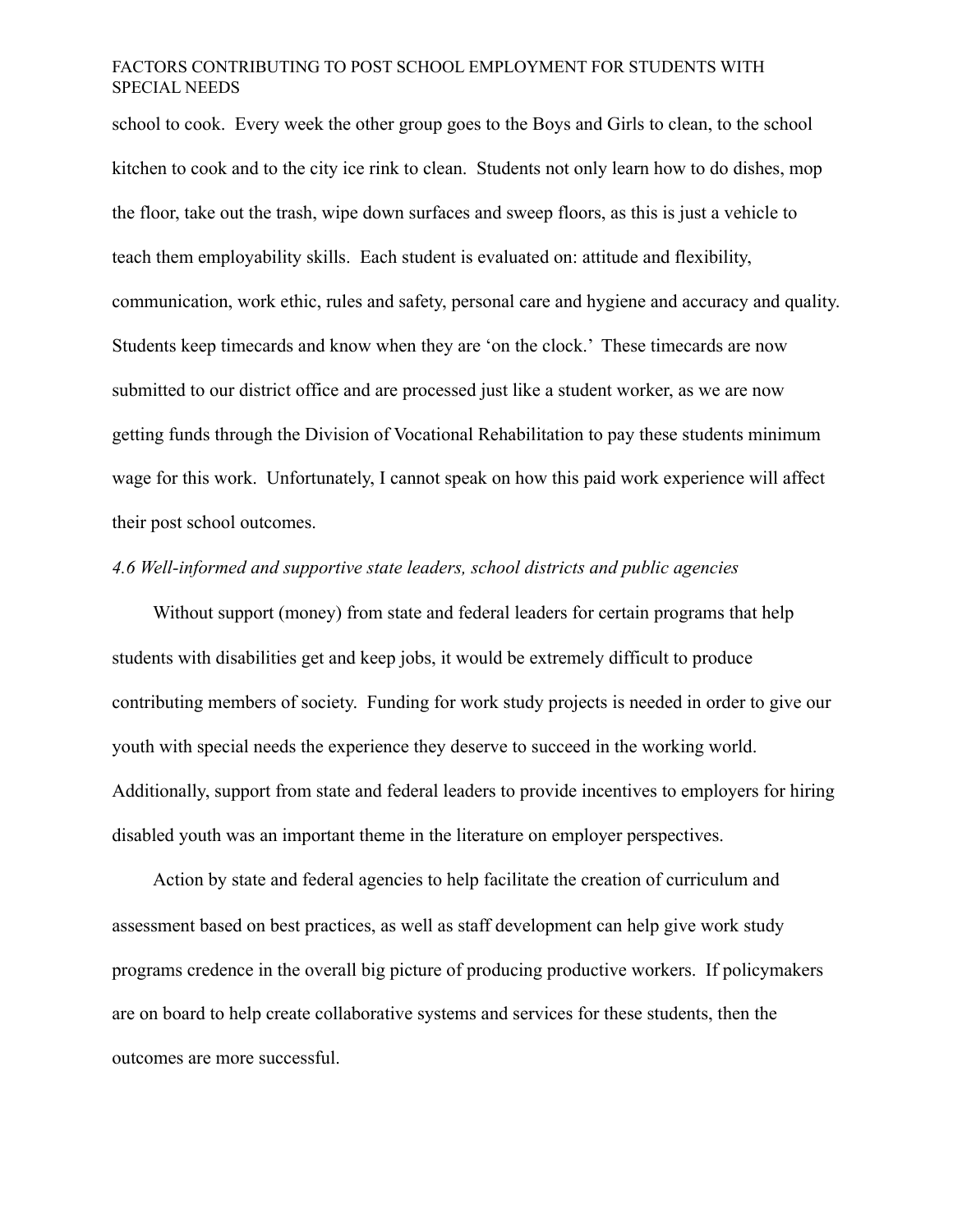school to cook. Every week the other group goes to the Boys and Girls to clean, to the school kitchen to cook and to the city ice rink to clean. Students not only learn how to do dishes, mop the floor, take out the trash, wipe down surfaces and sweep floors, as this is just a vehicle to teach them employability skills. Each student is evaluated on: attitude and flexibility, communication, work ethic, rules and safety, personal care and hygiene and accuracy and quality. Students keep timecards and know when they are 'on the clock.' These timecards are now submitted to our district office and are processed just like a student worker, as we are now getting funds through the Division of Vocational Rehabilitation to pay these students minimum wage for this work. Unfortunately, I cannot speak on how this paid work experience will affect their post school outcomes.

### *4.6 Well-informed and supportive state leaders, school districts and public agencies*

Without support (money) from state and federal leaders for certain programs that help students with disabilities get and keep jobs, it would be extremely difficult to produce contributing members of society. Funding for work study projects is needed in order to give our youth with special needs the experience they deserve to succeed in the working world. Additionally, support from state and federal leaders to provide incentives to employers for hiring disabled youth was an important theme in the literature on employer perspectives.

Action by state and federal agencies to help facilitate the creation of curriculum and assessment based on best practices, as well as staff development can help give work study programs credence in the overall big picture of producing productive workers. If policymakers are on board to help create collaborative systems and services for these students, then the outcomes are more successful.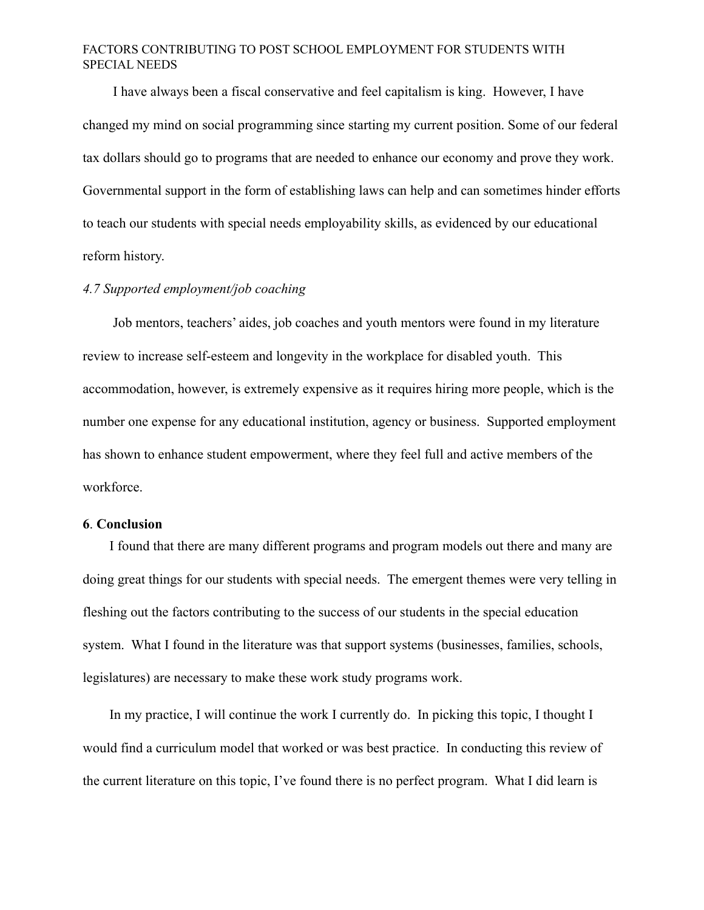I have always been a fiscal conservative and feel capitalism is king. However, I have changed my mind on social programming since starting my current position. Some of our federal tax dollars should go to programs that are needed to enhance our economy and prove they work. Governmental support in the form of establishing laws can help and can sometimes hinder efforts to teach our students with special needs employability skills, as evidenced by our educational reform history.

*4.7 Supported employment/job coaching*

Job mentors, teachers' aides, job coaches and youth mentors were found in my literature review to increase self-esteem and longevity in the workplace for disabled youth. This accommodation, however, is extremely expensive as it requires hiring more people, which is the number one expense for any educational institution, agency or business. Supported employment has shown to enhance student empowerment, where they feel full and active members of the workforce.

## 6. Conclusion

I found that there are many different programs and program models out there and many are doing great things for our students with special needs. The emergent themes were very telling in fleshing out the factors contributing to the success of our students in the special education system. What I found in the literature was that support systems (businesses, families, schools, legislatures) are necessary to make these work study programs work.

In my practice, I will continue the work I currently do. In picking this topic, I thought I would find a curriculum model that worked or was best practice. In conducting this review of the current literature on this topic, I've found there is no perfect program. What I did learn is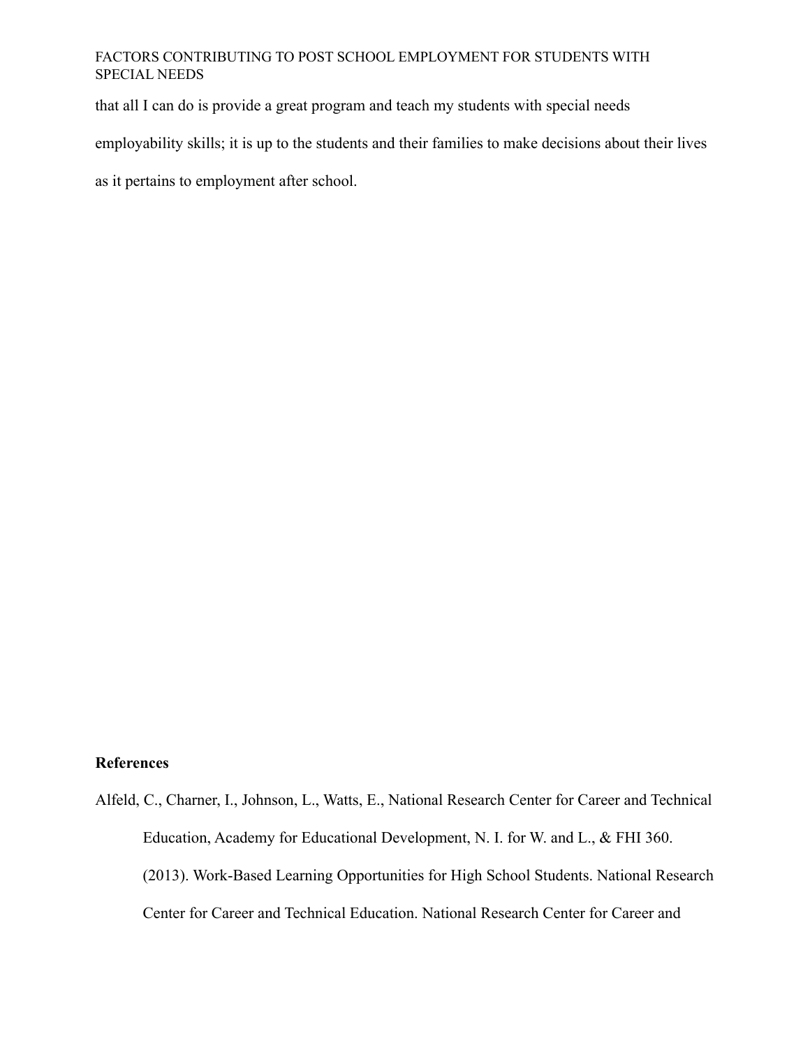that all I can do is provide a great program and teach my students with special needs employability skills; it is up to the students and their families to make decisions about their lives as it pertains to employment after school.

**References**

Alfeld, C., Charner, I., Johnson, L., Watts, E., National Research Center for Career and Technical Education, Academy for Educational Development, N. I. for W. and L., & FHI 360. (2013). Work-Based Learning Opportunities for High School Students. National Research Center for Career and Technical Education. National Research Center for Career and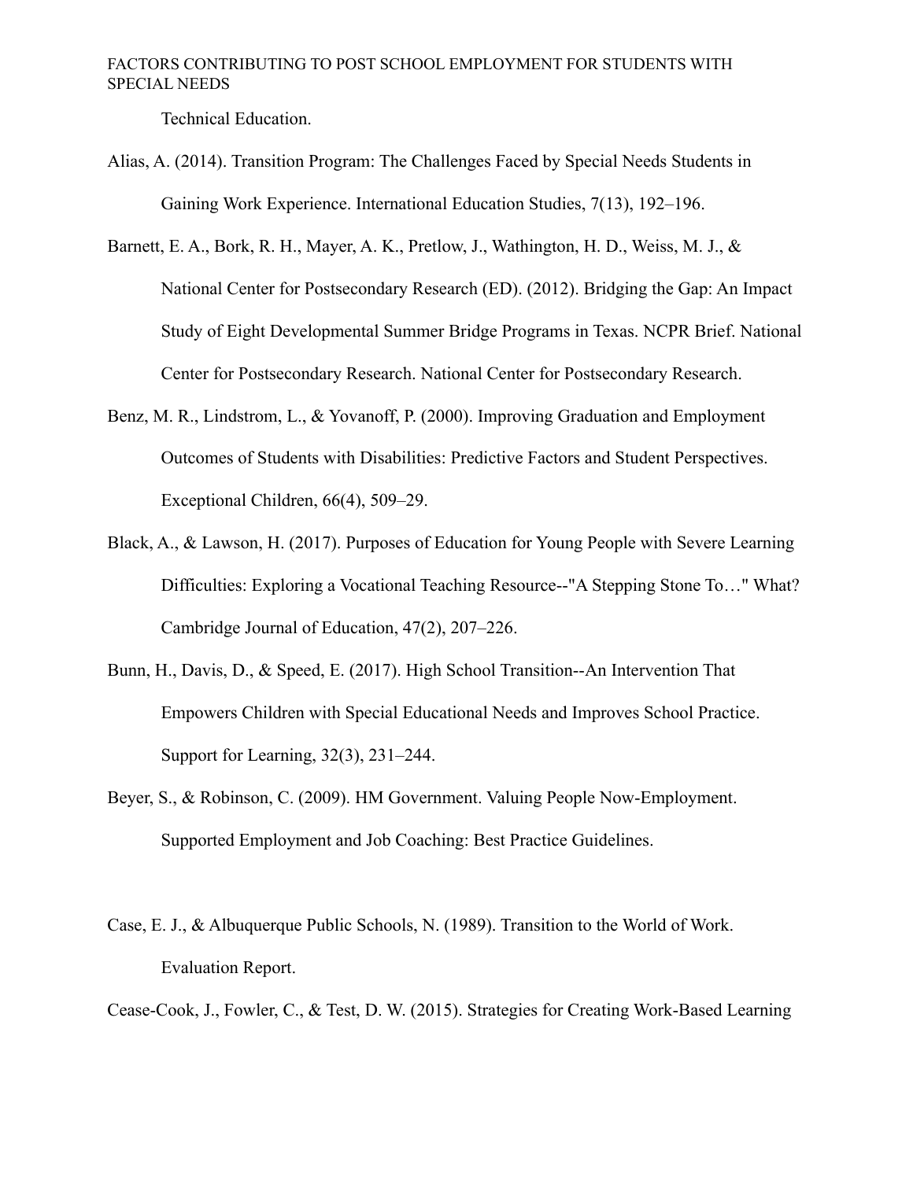Technical Education.

Alias, A. (2014). Transition Program: The Challenges Faced by Special Needs Students in Gaining Work Experience. International Education Studies, 7(13), 192–196.

Barnett, E. A., Bork, R. H., Mayer, A. K., Pretlow, J., Wathington, H. D., Weiss, M. J., & National Center for Postsecondary Research (ED). (2012). Bridging the Gap: An Impact Study of Eight Developmental Summer Bridge Programs in Texas. NCPR Brief. National Center for Postsecondary Research. National Center for Postsecondary Research.

Benz, M. R., Lindstrom, L., & Yovanoff, P. (2000). Improving Graduation and Employment Outcomes of Students with Disabilities: Predictive Factors and Student Perspectives. Exceptional Children, 66(4), 509–29.

Black, A., & Lawson, H. (2017). Purposes of Education for Young People with Severe Learning Difficulties: Exploring a Vocational Teaching Resource--"A Stepping Stone To…" What? Cambridge Journal of Education, 47(2), 207–226.

Bunn, H., Davis, D., & Speed, E. (2017). High School Transition--An Intervention That Empowers Children with Special Educational Needs and Improves School Practice. Support for Learning, 32(3), 231–244.

Beyer, S., & Robinson, C. (2009). HM Government. Valuing People Now-Employment. Supported Employment and Job Coaching: Best Practice Guidelines.

Case, E. J., & Albuquerque Public Schools, N. (1989). Transition to the World of Work. Evaluation Report.

Cease-Cook, J., Fowler, C., & Test, D. W. (2015). Strategies for Creating Work-Based Learning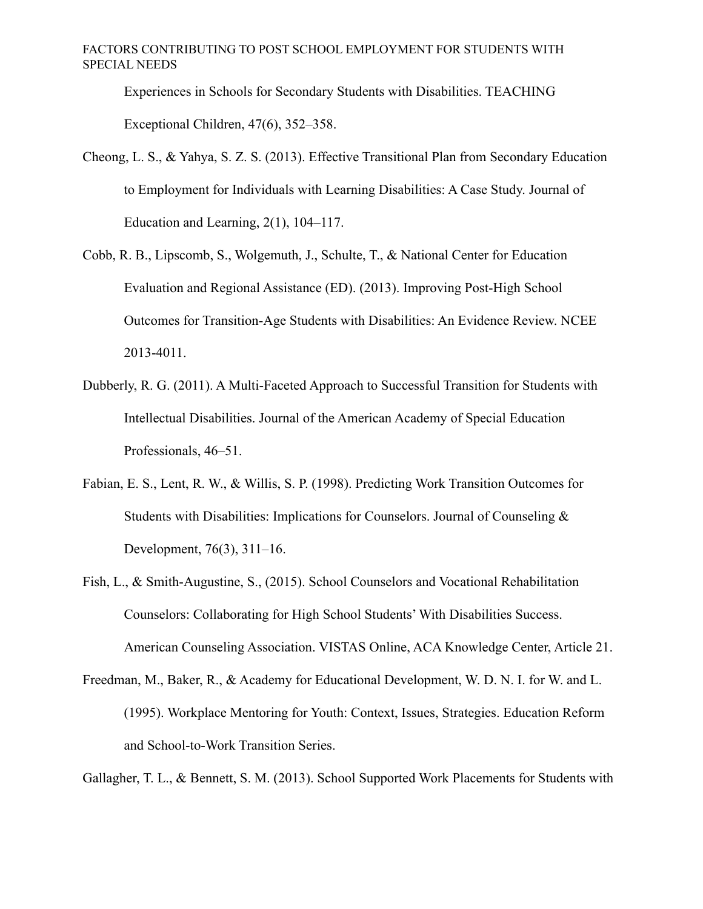Experiences in Schools for Secondary Students with Disabilities. TEACHING Exceptional Children, 47(6), 352–358.

Cheong, L. S., & Yahya, S. Z. S. (2013). Effective Transitional Plan from Secondary Education to Employment for Individuals with Learning Disabilities: A Case Study. Journal of Education and Learning, 2(1), 104–117.

Cobb, R. B., Lipscomb, S., Wolgemuth, J., Schulte, T., & National Center for Education Evaluation and Regional Assistance (ED). (2013). Improving Post-High School Outcomes for Transition-Age Students with Disabilities: An Evidence Review. NCEE 2013-4011.

Dubberly, R. G. (2011). A Multi-Faceted Approach to Successful Transition for Students with Intellectual Disabilities. Journal of the American Academy of Special Education Professionals, 46–51.

Fabian, E. S., Lent, R. W., & Willis, S. P. (1998). Predicting Work Transition Outcomes for Students with Disabilities: Implications for Counselors. Journal of Counseling & Development, 76(3), 311–16.

Fish, L., & Smith-Augustine, S., (2015). School Counselors and Vocational Rehabilitation Counselors: Collaborating for High School Students' With Disabilities Success. American Counseling Association. VISTAS Online, ACA Knowledge Center, Article 21.

Freedman, M., Baker, R., & Academy for Educational Development, W. D. N. I. for W. and L. (1995). Workplace Mentoring for Youth: Context, Issues, Strategies. Education Reform and School-to-Work Transition Series.

Gallagher, T. L., & Bennett, S. M. (2013). School Supported Work Placements for Students with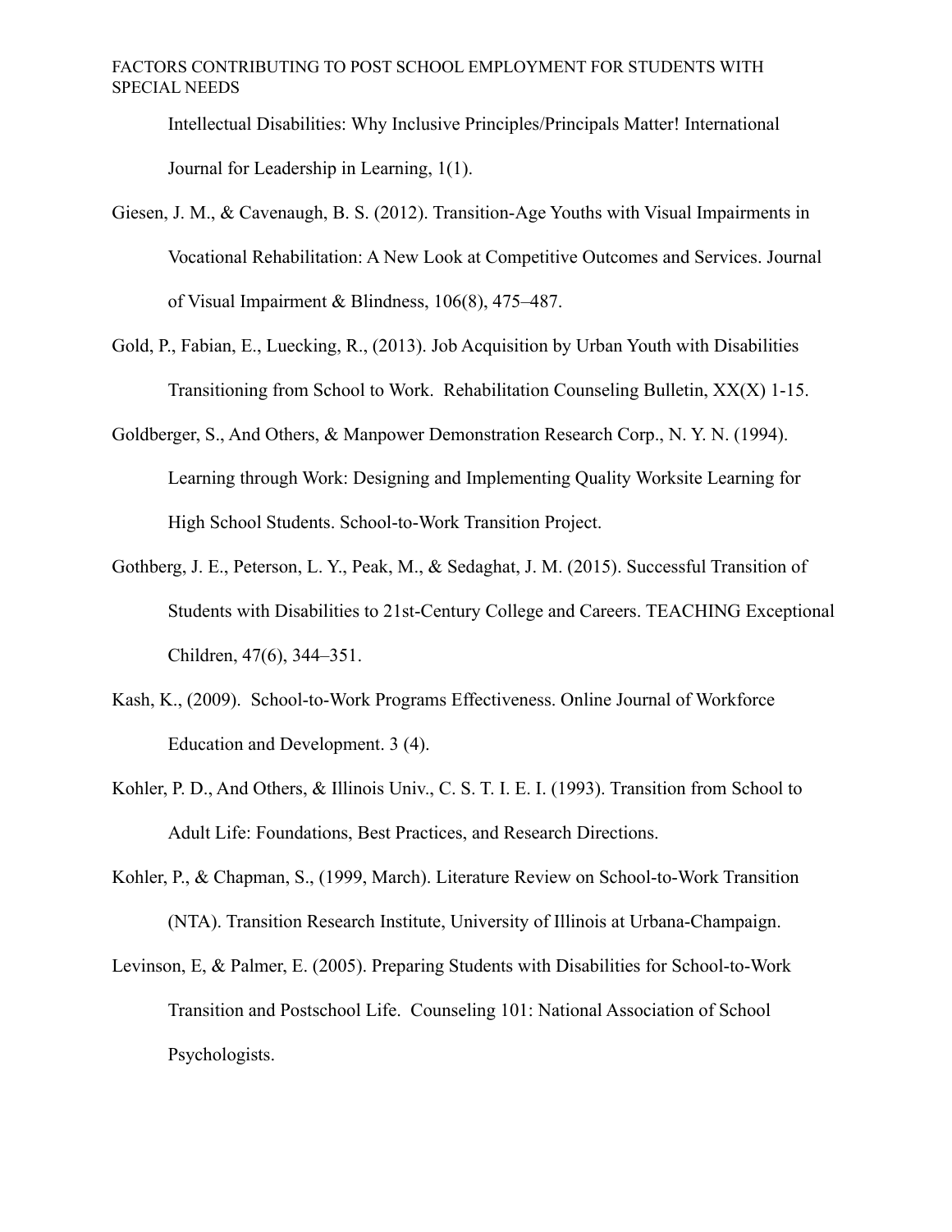Intellectual Disabilities: Why Inclusive Principles/Principals Matter! International Journal for Leadership in Learning, 1(1).

Giesen, J. M., & Cavenaugh, B. S. (2012). Transition-Age Youths with Visual Impairments in Vocational Rehabilitation: A New Look at Competitive Outcomes and Services. Journal of Visual Impairment & Blindness, 106(8), 475–487.

Gold, P., Fabian, E., Luecking, R., (2013). Job Acquisition by Urban Youth with Disabilities Transitioning from School to Work. Rehabilitation Counseling Bulletin, XX(X) 1-15.

Goldberger, S., And Others, & Manpower Demonstration Research Corp., N. Y. N. (1994). Learning through Work: Designing and Implementing Quality Worksite Learning for High School Students. School-to-Work Transition Project.

Gothberg, J. E., Peterson, L. Y., Peak, M., & Sedaghat, J. M. (2015). Successful Transition of Students with Disabilities to 21st-Century College and Careers. TEACHING Exceptional Children, 47(6), 344–351.

Kash, K., (2009). School-to-Work Programs Effectiveness. Online Journal of Workforce Education and Development. 3 (4).

Kohler, P. D., And Others, & Illinois Univ., C. S. T. I. E. I. (1993). Transition from School to Adult Life: Foundations, Best Practices, and Research Directions.

Kohler, P., & Chapman, S., (1999, March). Literature Review on School-to-Work Transition (NTA). Transition Research Institute, University of Illinois at Urbana-Champaign.

Levinson, E, & Palmer, E. (2005). Preparing Students with Disabilities for School-to-Work Transition and Postschool Life. Counseling 101: National Association of School Psychologists.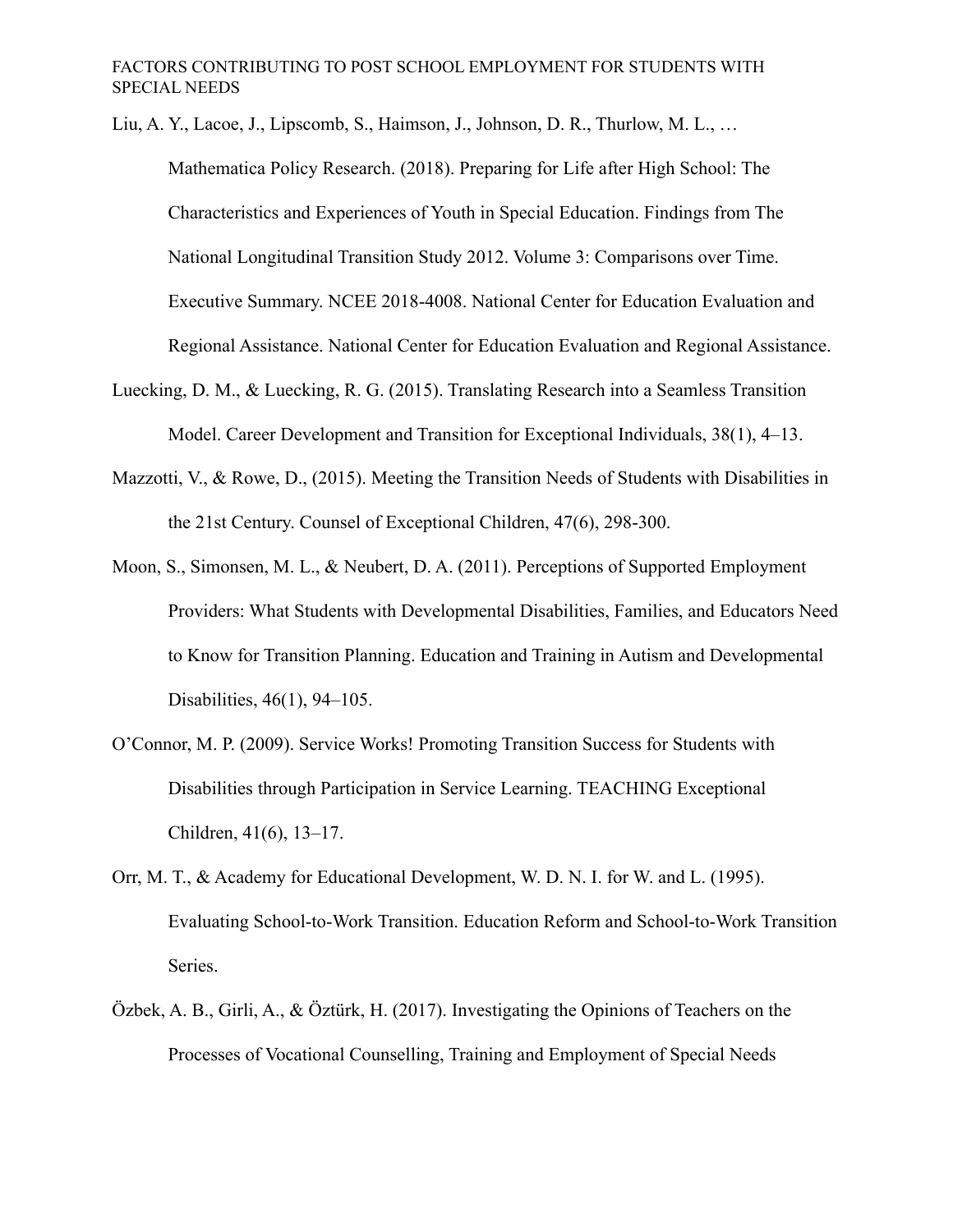Liu, A. Y., Lacoe, J., Lipscomb, S., Haimson, J., Johnson, D. R., Thurlow, M. L., … Mathematica Policy Research. (2018). Preparing for Life after High School: The Characteristics and Experiences of Youth in Special Education. Findings from The National Longitudinal Transition Study 2012. Volume 3: Comparisons over Time. Executive Summary. NCEE 2018-4008. National Center for Education Evaluation and Regional Assistance. National Center for Education Evaluation and Regional Assistance.

Luecking, D. M., & Luecking, R. G. (2015). Translating Research into a Seamless Transition Model. Career Development and Transition for Exceptional Individuals, 38(1), 4–13.

Mazzotti, V., & Rowe, D., (2015). Meeting the Transition Needs of Students with Disabilities in the 21st Century. Counsel of Exceptional Children, 47(6), 298-300.

Moon, S., Simonsen, M. L., & Neubert, D. A. (2011). Perceptions of Supported Employment Providers: What Students with Developmental Disabilities, Families, and Educators Need to Know for Transition Planning. Education and Training in Autism and Developmental Disabilities, 46(1), 94–105.

O'Connor, M. P. (2009). Service Works! Promoting Transition Success for Students with Disabilities through Participation in Service Learning. TEACHING Exceptional Children, 41(6), 13–17.

Orr, M. T., & Academy for Educational Development, W. D. N. I. for W. and L. (1995). Evaluating School-to-Work Transition. Education Reform and School-to-Work Transition Series.

Özbek, A. B., Girli, A., & Öztürk, H. (2017). Investigating the Opinions of Teachers on the Processes of Vocational Counselling, Training and Employment of Special Needs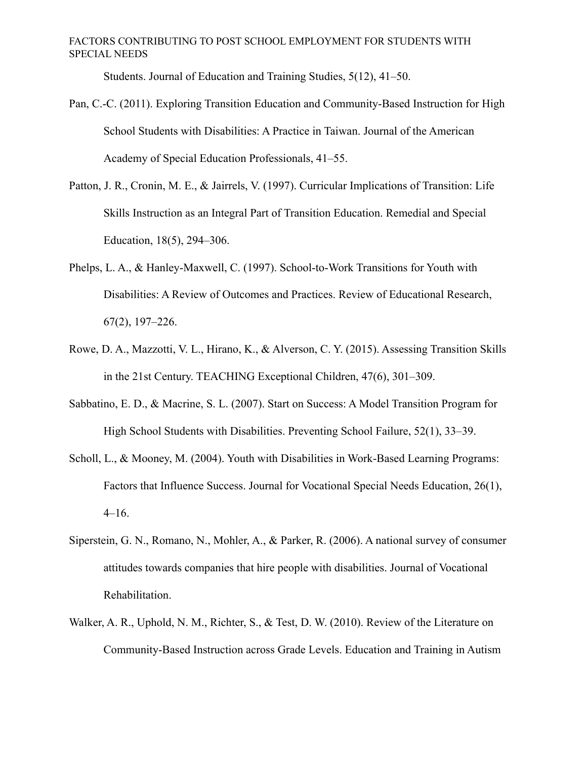Students. Journal of Education and Training Studies, 5(12), 41–50.

Pan, C.-C. (2011). Exploring Transition Education and Community-Based Instruction for High School Students with Disabilities: A Practice in Taiwan. Journal of the American Academy of Special Education Professionals, 41–55.

Patton, J. R., Cronin, M. E., & Jairrels, V. (1997). Curricular Implications of Transition: Life Skills Instruction as an Integral Part of Transition Education. Remedial and Special Education, 18(5), 294–306.

Phelps, L. A., & Hanley-Maxwell, C. (1997). School-to-Work Transitions for Youth with Disabilities: A Review of Outcomes and Practices. Review of Educational Research, 67(2), 197–226.

Rowe, D. A., Mazzotti, V. L., Hirano, K., & Alverson, C. Y. (2015). Assessing Transition Skills in the 21st Century. TEACHING Exceptional Children, 47(6), 301–309.

Sabbatino, E. D., & Macrine, S. L. (2007). Start on Success: A Model Transition Program for High School Students with Disabilities. Preventing School Failure, 52(1), 33–39.

Scholl, L., & Mooney, M. (2004). Youth with Disabilities in Work-Based Learning Programs: Factors that Influence Success. Journal for Vocational Special Needs Education, 26(1), 4–16.

Siperstein, G. N., Romano, N., Mohler, A., & Parker, R. (2006). A national survey of consumer attitudes towards companies that hire people with disabilities. Journal of Vocational Rehabilitation.

Walker, A. R., Uphold, N. M., Richter, S., & Test, D. W. (2010). Review of the Literature on Community-Based Instruction across Grade Levels. Education and Training in Autism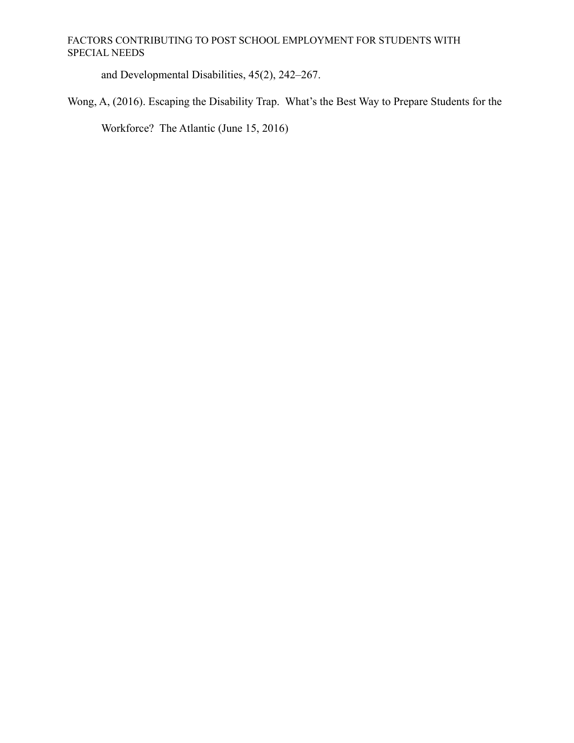and Developmental Disabilities, 45(2), 242–267.

Wong, A, (2016). Escaping the Disability Trap. What's the Best Way to Prepare Students for the Workforce? The Atlantic (June 15, 2016)